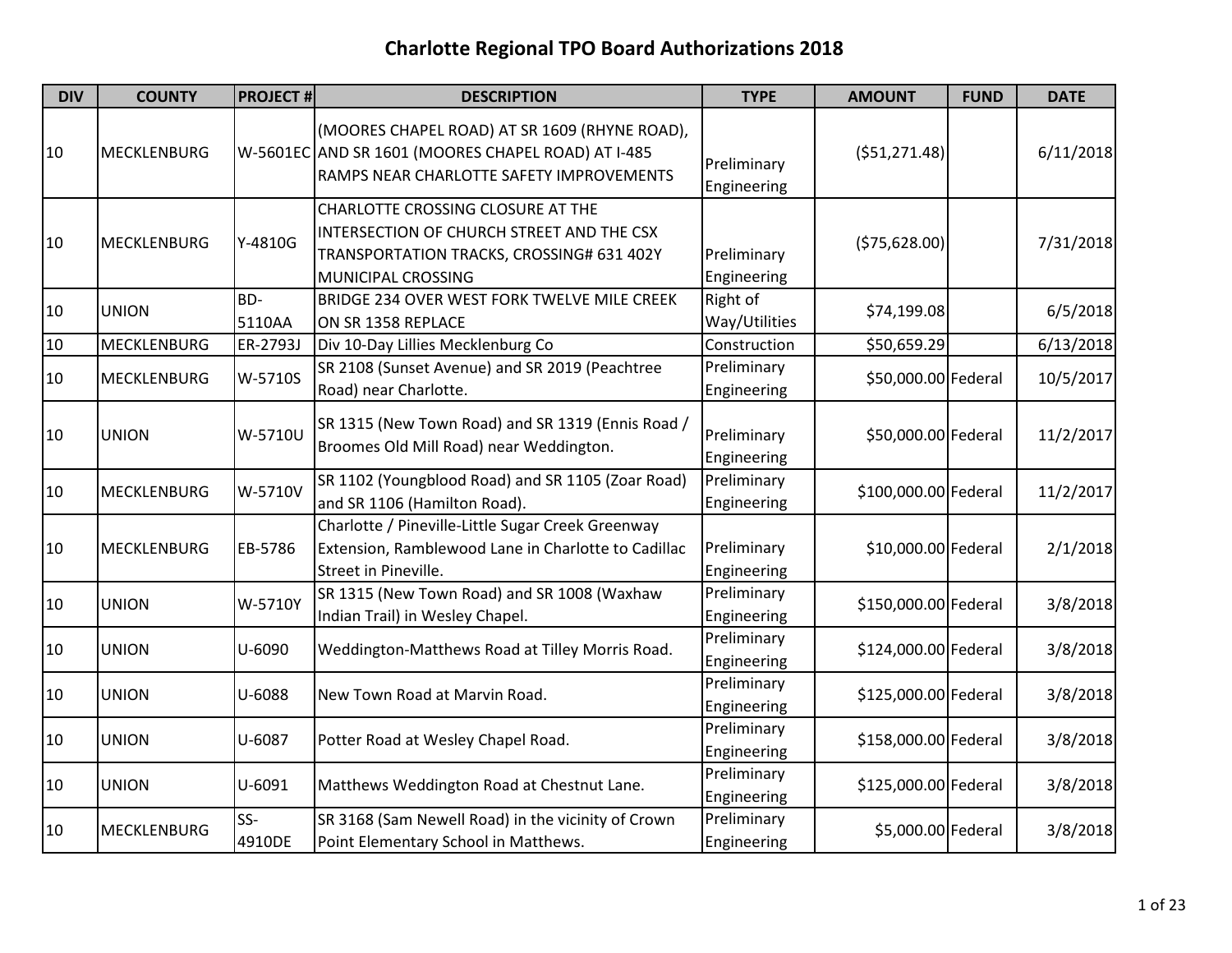# Charlotte Regional TPO Board Authorizations 2018

| DIV | COUNTY | PROJECT # | DESCRIPTION | TYPE | AMOUNT | FUND | DATE |
|---|---|---|---|---|---|---|---|
| 10 | MECKLENBURG | W-5601EC | (MOORES CHAPEL ROAD) AT SR 1609 (RHYNE ROAD), AND SR 1601 (MOORES CHAPEL ROAD) AT I-485 RAMPS NEAR CHARLOTTE SAFETY IMPROVEMENTS | Preliminary Engineering | ($51,271.48) | | 6/11/2018 |
| 10 | MECKLENBURG | Y-4810G | CHARLOTTE CROSSING CLOSURE AT THE INTERSECTION OF CHURCH STREET AND THE CSX TRANSPORTATION TRACKS, CROSSING# 631 402Y MUNICIPAL CROSSING | Preliminary Engineering | ($75,628.00) | | 7/31/2018 |
| 10 | UNION | BD-5110AA | BRIDGE 234 OVER WEST FORK TWELVE MILE CREEK ON SR 1358 REPLACE | Right of Way/Utilities | $74,199.08 | | 6/5/2018 |
| 10 | MECKLENBURG | ER-2793J | Div 10-Day Lillies Mecklenburg Co | Construction | $50,659.29 | | 6/13/2018 |
| 10 | MECKLENBURG | W-5710S | SR 2108 (Sunset Avenue) and SR 2019 (Peachtree Road) near Charlotte. | Preliminary Engineering | $50,000.00 | Federal | 10/5/2017 |
| 10 | UNION | W-5710U | SR 1315 (New Town Road) and SR 1319 (Ennis Road / Broomes Old Mill Road) near Weddington. | Preliminary Engineering | $50,000.00 | Federal | 11/2/2017 |
| 10 | MECKLENBURG | W-5710V | SR 1102 (Youngblood Road) and SR 1105 (Zoar Road) and SR 1106 (Hamilton Road). | Preliminary Engineering | $100,000.00 | Federal | 11/2/2017 |
| 10 | MECKLENBURG | EB-5786 | Charlotte / Pineville-Little Sugar Creek Greenway Extension, Ramblewood Lane in Charlotte to Cadillac Street in Pineville. | Preliminary Engineering | $10,000.00 | Federal | 2/1/2018 |
| 10 | UNION | W-5710Y | SR 1315 (New Town Road) and SR 1008 (Waxhaw Indian Trail) in Wesley Chapel. | Preliminary Engineering | $150,000.00 | Federal | 3/8/2018 |
| 10 | UNION | U-6090 | Weddington-Matthews Road at Tilley Morris Road. | Preliminary Engineering | $124,000.00 | Federal | 3/8/2018 |
| 10 | UNION | U-6088 | New Town Road at Marvin Road. | Preliminary Engineering | $125,000.00 | Federal | 3/8/2018 |
| 10 | UNION | U-6087 | Potter Road at Wesley Chapel Road. | Preliminary Engineering | $158,000.00 | Federal | 3/8/2018 |
| 10 | UNION | U-6091 | Matthews Weddington Road at Chestnut Lane. | Preliminary Engineering | $125,000.00 | Federal | 3/8/2018 |
| 10 | MECKLENBURG | SS-4910DE | SR 3168 (Sam Newell Road) in the vicinity of Crown Point Elementary School in Matthews. | Preliminary Engineering | $5,000.00 | Federal | 3/8/2018 |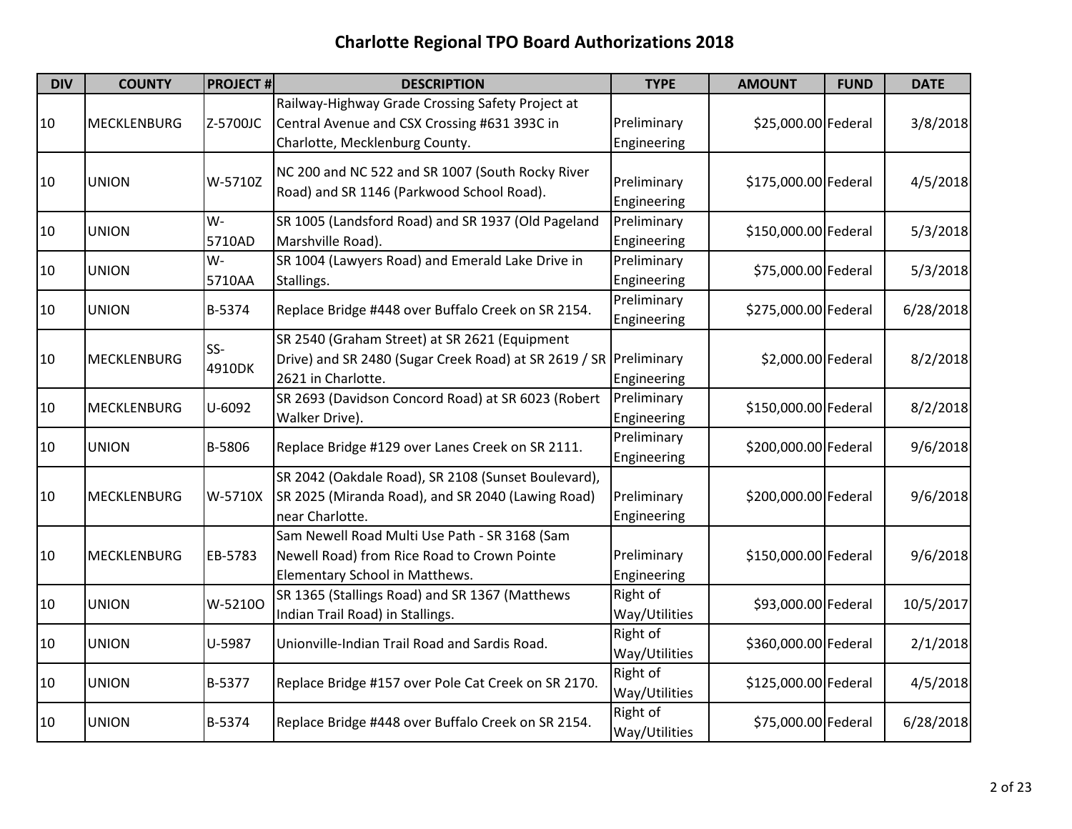# Charlotte Regional TPO Board Authorizations 2018

| DIV | COUNTY | PROJECT # | DESCRIPTION | TYPE | AMOUNT | FUND | DATE |
|---|---|---|---|---|---|---|---|
| 10 | MECKLENBURG | Z-5700JC | Railway-Highway Grade Crossing Safety Project at Central Avenue and CSX Crossing #631 393C in Charlotte, Mecklenburg County. | Preliminary Engineering | $25,000.00 | Federal | 3/8/2018 |
| 10 | UNION | W-5710Z | NC 200 and NC 522 and SR 1007 (South Rocky River Road) and SR 1146 (Parkwood School Road). | Preliminary Engineering | $175,000.00 | Federal | 4/5/2018 |
| 10 | UNION | W-5710AD | SR 1005 (Landsford Road) and SR 1937 (Old Pageland Marshville Road). | Preliminary Engineering | $150,000.00 | Federal | 5/3/2018 |
| 10 | UNION | W-5710AA | SR 1004 (Lawyers Road) and Emerald Lake Drive in Stallings. | Preliminary Engineering | $75,000.00 | Federal | 5/3/2018 |
| 10 | UNION | B-5374 | Replace Bridge #448 over Buffalo Creek on SR 2154. | Preliminary Engineering | $275,000.00 | Federal | 6/28/2018 |
| 10 | MECKLENBURG | SS-4910DK | SR 2540 (Graham Street) at SR 2621 (Equipment Drive) and SR 2480 (Sugar Creek Road) at SR 2619 / SR 2621 in Charlotte. | Preliminary Engineering | $2,000.00 | Federal | 8/2/2018 |
| 10 | MECKLENBURG | U-6092 | SR 2693 (Davidson Concord Road) at SR 6023 (Robert Walker Drive). | Preliminary Engineering | $150,000.00 | Federal | 8/2/2018 |
| 10 | UNION | B-5806 | Replace Bridge #129 over Lanes Creek on SR 2111. | Preliminary Engineering | $200,000.00 | Federal | 9/6/2018 |
| 10 | MECKLENBURG | W-5710X | SR 2042 (Oakdale Road), SR 2108 (Sunset Boulevard), SR 2025 (Miranda Road), and SR 2040 (Lawing Road) near Charlotte. | Preliminary Engineering | $200,000.00 | Federal | 9/6/2018 |
| 10 | MECKLENBURG | EB-5783 | Sam Newell Road Multi Use Path - SR 3168 (Sam Newell Road) from Rice Road to Crown Pointe Elementary School in Matthews. | Preliminary Engineering | $150,000.00 | Federal | 9/6/2018 |
| 10 | UNION | W-5210O | SR 1365 (Stallings Road) and SR 1367 (Matthews Indian Trail Road) in Stallings. | Right of Way/Utilities | $93,000.00 | Federal | 10/5/2017 |
| 10 | UNION | U-5987 | Unionville-Indian Trail Road and Sardis Road. | Right of Way/Utilities | $360,000.00 | Federal | 2/1/2018 |
| 10 | UNION | B-5377 | Replace Bridge #157 over Pole Cat Creek on SR 2170. | Right of Way/Utilities | $125,000.00 | Federal | 4/5/2018 |
| 10 | UNION | B-5374 | Replace Bridge #448 over Buffalo Creek on SR 2154. | Right of Way/Utilities | $75,000.00 | Federal | 6/28/2018 |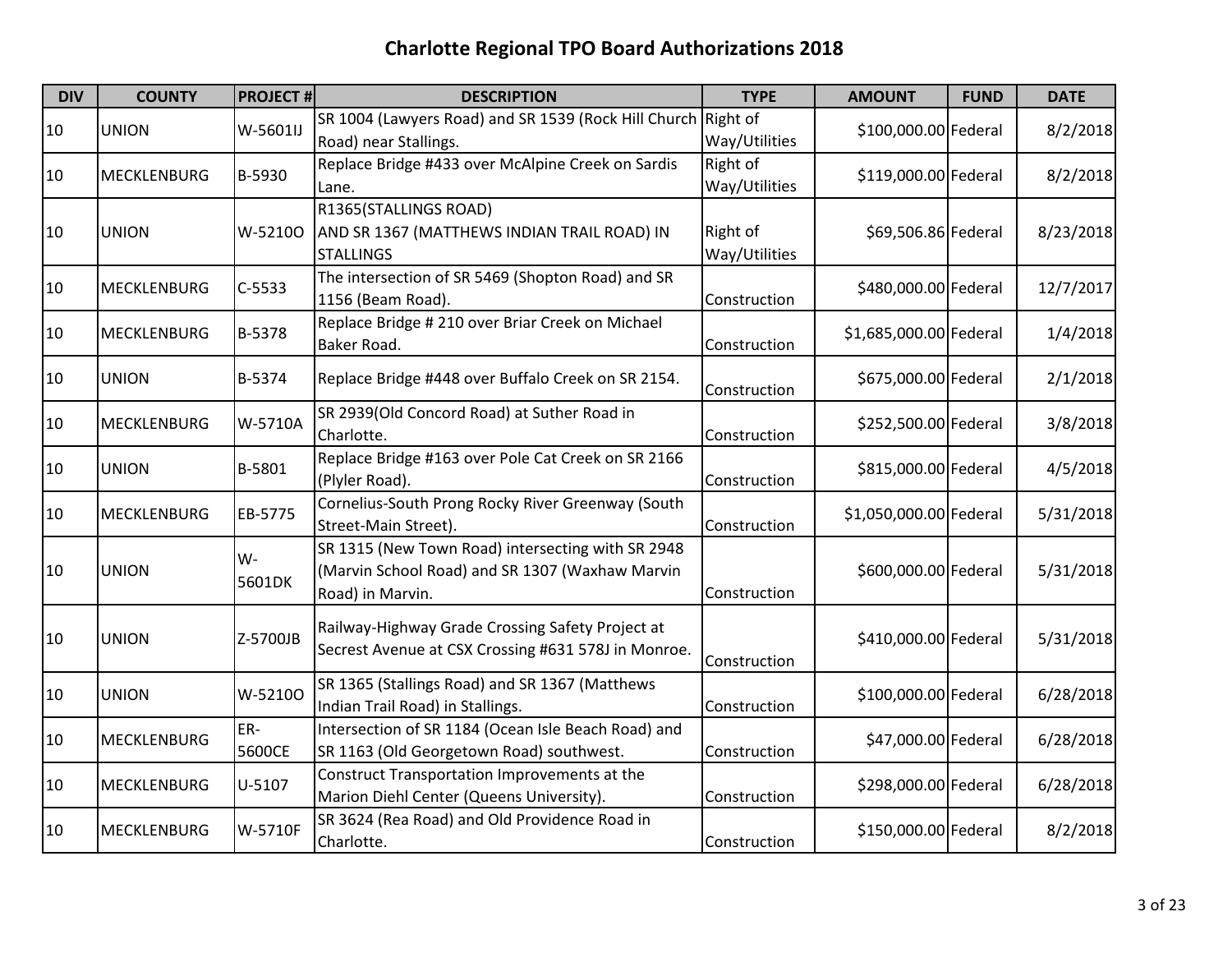# Charlotte Regional TPO Board Authorizations 2018

| DIV | COUNTY | PROJECT # | DESCRIPTION | TYPE | AMOUNT | FUND | DATE |
|---|---|---|---|---|---|---|---|
| 10 | UNION | W-5601IJ | SR 1004 (Lawyers Road) and SR 1539 (Rock Hill Church Road) near Stallings. | Right of Way/Utilities | $100,000.00 | Federal | 8/2/2018 |
| 10 | MECKLENBURG | B-5930 | Replace Bridge #433 over McAlpine Creek on Sardis Lane. | Right of Way/Utilities | $119,000.00 | Federal | 8/2/2018 |
| 10 | UNION | W-5210O | R1365(STALLINGS ROAD) AND SR 1367 (MATTHEWS INDIAN TRAIL ROAD) IN STALLINGS | Right of Way/Utilities | $69,506.86 | Federal | 8/23/2018 |
| 10 | MECKLENBURG | C-5533 | The intersection of SR 5469 (Shopton Road) and SR 1156 (Beam Road). | Construction | $480,000.00 | Federal | 12/7/2017 |
| 10 | MECKLENBURG | B-5378 | Replace Bridge # 210 over Briar Creek on Michael Baker Road. | Construction | $1,685,000.00 | Federal | 1/4/2018 |
| 10 | UNION | B-5374 | Replace Bridge #448 over Buffalo Creek on SR 2154. | Construction | $675,000.00 | Federal | 2/1/2018 |
| 10 | MECKLENBURG | W-5710A | SR 2939(Old Concord Road) at Suther Road in Charlotte. | Construction | $252,500.00 | Federal | 3/8/2018 |
| 10 | UNION | B-5801 | Replace Bridge #163 over Pole Cat Creek on SR 2166 (Plyler Road). | Construction | $815,000.00 | Federal | 4/5/2018 |
| 10 | MECKLENBURG | EB-5775 | Cornelius-South Prong Rocky River Greenway (South Street-Main Street). | Construction | $1,050,000.00 | Federal | 5/31/2018 |
| 10 | UNION | W-5601DK | SR 1315 (New Town Road) intersecting with SR 2948 (Marvin School Road) and SR 1307 (Waxhaw Marvin Road) in Marvin. | Construction | $600,000.00 | Federal | 5/31/2018 |
| 10 | UNION | Z-5700JB | Railway-Highway Grade Crossing Safety Project at Secrest Avenue at CSX Crossing #631 578J in Monroe. | Construction | $410,000.00 | Federal | 5/31/2018 |
| 10 | UNION | W-5210O | SR 1365 (Stallings Road) and SR 1367 (Matthews Indian Trail Road) in Stallings. | Construction | $100,000.00 | Federal | 6/28/2018 |
| 10 | MECKLENBURG | ER-5600CE | Intersection of SR 1184 (Ocean Isle Beach Road) and SR 1163 (Old Georgetown Road) southwest. | Construction | $47,000.00 | Federal | 6/28/2018 |
| 10 | MECKLENBURG | U-5107 | Construct Transportation Improvements at the Marion Diehl Center (Queens University). | Construction | $298,000.00 | Federal | 6/28/2018 |
| 10 | MECKLENBURG | W-5710F | SR 3624 (Rea Road) and Old Providence Road in Charlotte. | Construction | $150,000.00 | Federal | 8/2/2018 |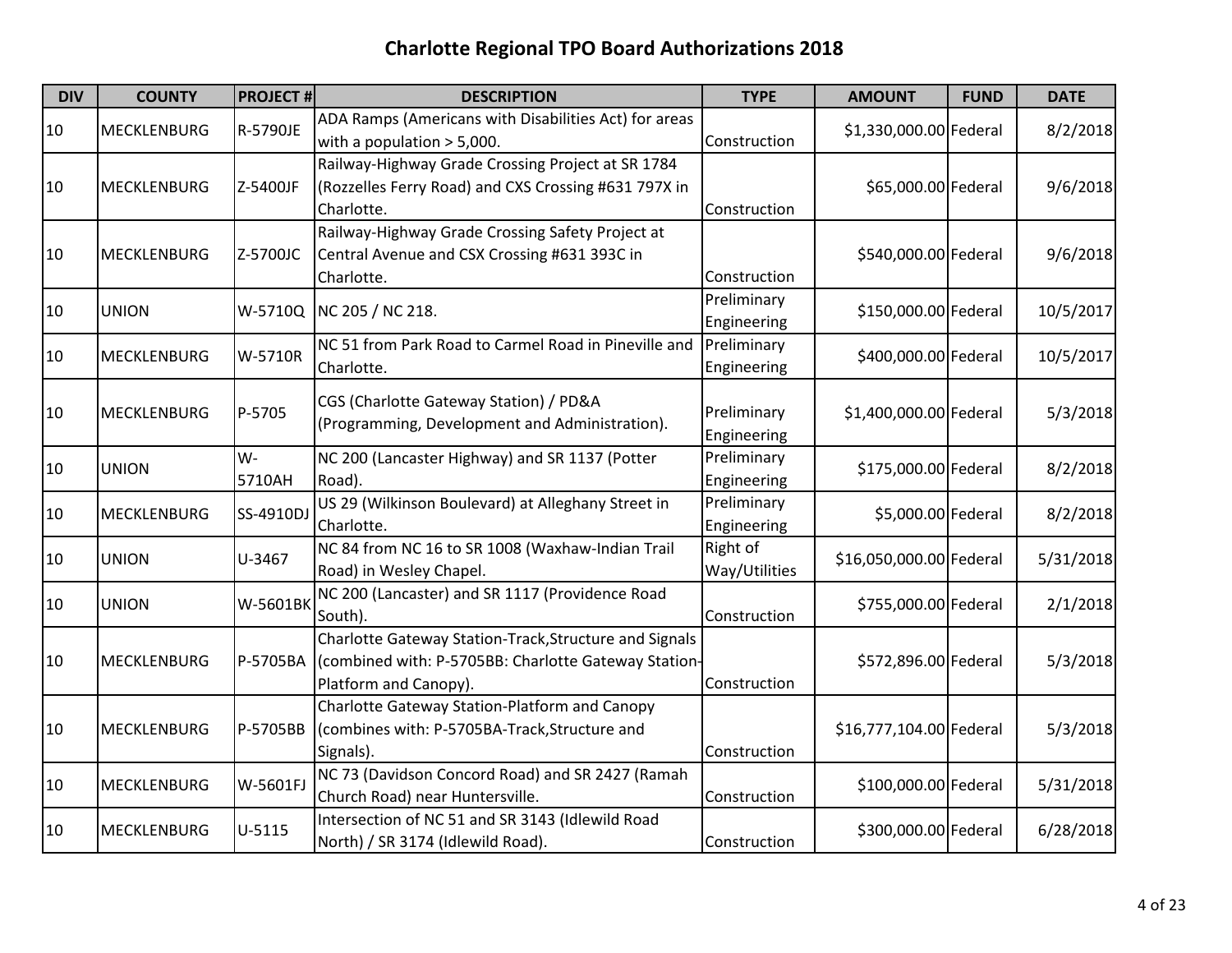# Charlotte Regional TPO Board Authorizations 2018

| DIV | COUNTY | PROJECT # | DESCRIPTION | TYPE | AMOUNT | FUND | DATE |
|---|---|---|---|---|---|---|---|
| 10 | MECKLENBURG | R-5790JE | ADA Ramps (Americans with Disabilities Act) for areas with a population > 5,000. | Construction | $1,330,000.00 | Federal | 8/2/2018 |
| 10 | MECKLENBURG | Z-5400JF | Railway-Highway Grade Crossing Project at SR 1784 (Rozzelles Ferry Road) and CXS Crossing #631 797X in Charlotte. | Construction | $65,000.00 | Federal | 9/6/2018 |
| 10 | MECKLENBURG | Z-5700JC | Railway-Highway Grade Crossing Safety Project at Central Avenue and CSX Crossing #631 393C in Charlotte. | Construction | $540,000.00 | Federal | 9/6/2018 |
| 10 | UNION | W-5710Q | NC 205 / NC 218. | Preliminary Engineering | $150,000.00 | Federal | 10/5/2017 |
| 10 | MECKLENBURG | W-5710R | NC 51 from Park Road to Carmel Road in Pineville and Charlotte. | Preliminary Engineering | $400,000.00 | Federal | 10/5/2017 |
| 10 | MECKLENBURG | P-5705 | CGS (Charlotte Gateway Station) / PD&A (Programming, Development and Administration). | Preliminary Engineering | $1,400,000.00 | Federal | 5/3/2018 |
| 10 | UNION | W-5710AH | NC 200 (Lancaster Highway) and SR 1137 (Potter Road). | Preliminary Engineering | $175,000.00 | Federal | 8/2/2018 |
| 10 | MECKLENBURG | SS-4910DJ | US 29 (Wilkinson Boulevard) at Alleghany Street in Charlotte. | Preliminary Engineering | $5,000.00 | Federal | 8/2/2018 |
| 10 | UNION | U-3467 | NC 84 from NC 16 to SR 1008 (Waxhaw-Indian Trail Road) in Wesley Chapel. | Right of Way/Utilities | $16,050,000.00 | Federal | 5/31/2018 |
| 10 | UNION | W-5601BK | NC 200 (Lancaster) and SR 1117 (Providence Road South). | Construction | $755,000.00 | Federal | 2/1/2018 |
| 10 | MECKLENBURG | P-5705BA | Charlotte Gateway Station-Track,Structure and Signals (combined with: P-5705BB: Charlotte Gateway Station-Platform and Canopy). | Construction | $572,896.00 | Federal | 5/3/2018 |
| 10 | MECKLENBURG | P-5705BB | Charlotte Gateway Station-Platform and Canopy (combines with: P-5705BA-Track,Structure and Signals). | Construction | $16,777,104.00 | Federal | 5/3/2018 |
| 10 | MECKLENBURG | W-5601FJ | NC 73 (Davidson Concord Road) and SR 2427 (Ramah Church Road) near Huntersville. | Construction | $100,000.00 | Federal | 5/31/2018 |
| 10 | MECKLENBURG | U-5115 | Intersection of NC 51 and SR 3143 (Idlewild Road North) / SR 3174 (Idlewild Road). | Construction | $300,000.00 | Federal | 6/28/2018 |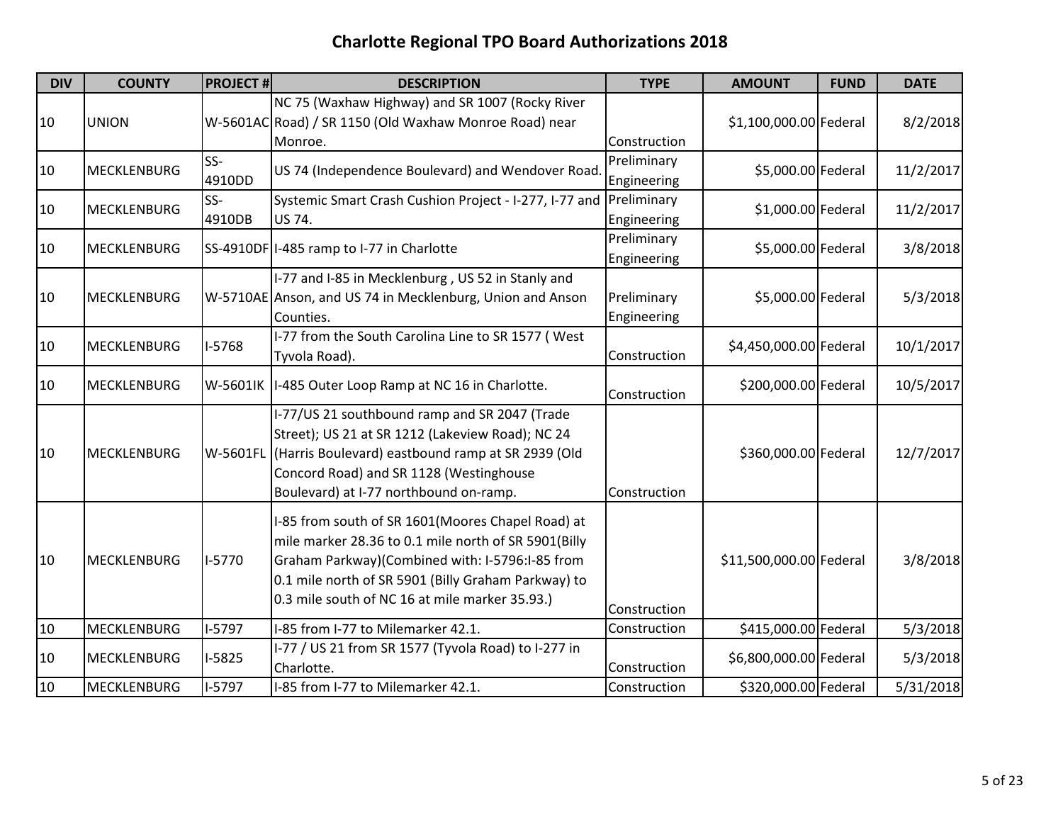# Charlotte Regional TPO Board Authorizations 2018

| DIV | COUNTY | PROJECT # | DESCRIPTION | TYPE | AMOUNT | FUND | DATE |
|---|---|---|---|---|---|---|---|
| 10 | UNION | W-5601AC | NC 75 (Waxhaw Highway) and SR 1007 (Rocky River Road) / SR 1150 (Old Waxhaw Monroe Road) near Monroe. | Construction | $1,100,000.00 | Federal | 8/2/2018 |
| 10 | MECKLENBURG | SS-4910DD | US 74 (Independence Boulevard) and Wendover Road. | Preliminary Engineering | $5,000.00 | Federal | 11/2/2017 |
| 10 | MECKLENBURG | SS-4910DB | Systemic Smart Crash Cushion Project - I-277, I-77 and US 74. | Preliminary Engineering | $1,000.00 | Federal | 11/2/2017 |
| 10 | MECKLENBURG | SS-4910DF | I-485 ramp to I-77 in Charlotte | Preliminary Engineering | $5,000.00 | Federal | 3/8/2018 |
| 10 | MECKLENBURG | W-5710AE | I-77 and I-85 in Mecklenburg , US 52 in Stanly and Anson, and US 74 in Mecklenburg, Union and Anson Counties. | Preliminary Engineering | $5,000.00 | Federal | 5/3/2018 |
| 10 | MECKLENBURG | I-5768 | I-77 from the South Carolina Line to SR 1577 ( West Tyvola Road). | Construction | $4,450,000.00 | Federal | 10/1/2017 |
| 10 | MECKLENBURG | W-5601IK | I-485 Outer Loop Ramp at NC 16 in Charlotte. | Construction | $200,000.00 | Federal | 10/5/2017 |
| 10 | MECKLENBURG | W-5601FL | I-77/US 21 southbound ramp and SR 2047 (Trade Street); US 21 at SR 1212 (Lakeview Road); NC 24 (Harris Boulevard) eastbound ramp at SR 2939 (Old Concord Road) and SR 1128 (Westinghouse Boulevard) at I-77 northbound on-ramp. | Construction | $360,000.00 | Federal | 12/7/2017 |
| 10 | MECKLENBURG | I-5770 | I-85 from south of SR 1601(Moores Chapel Road) at mile marker 28.36 to 0.1 mile north of SR 5901(Billy Graham Parkway)(Combined with: I-5796:I-85 from 0.1 mile north of SR 5901 (Billy Graham Parkway) to 0.3 mile south of NC 16 at mile marker 35.93.) | Construction | $11,500,000.00 | Federal | 3/8/2018 |
| 10 | MECKLENBURG | I-5797 | I-85 from I-77 to Milemarker 42.1. | Construction | $415,000.00 | Federal | 5/3/2018 |
| 10 | MECKLENBURG | I-5825 | I-77 / US 21 from SR 1577 (Tyvola Road) to I-277 in Charlotte. | Construction | $6,800,000.00 | Federal | 5/3/2018 |
| 10 | MECKLENBURG | I-5797 | I-85 from I-77 to Milemarker 42.1. | Construction | $320,000.00 | Federal | 5/31/2018 |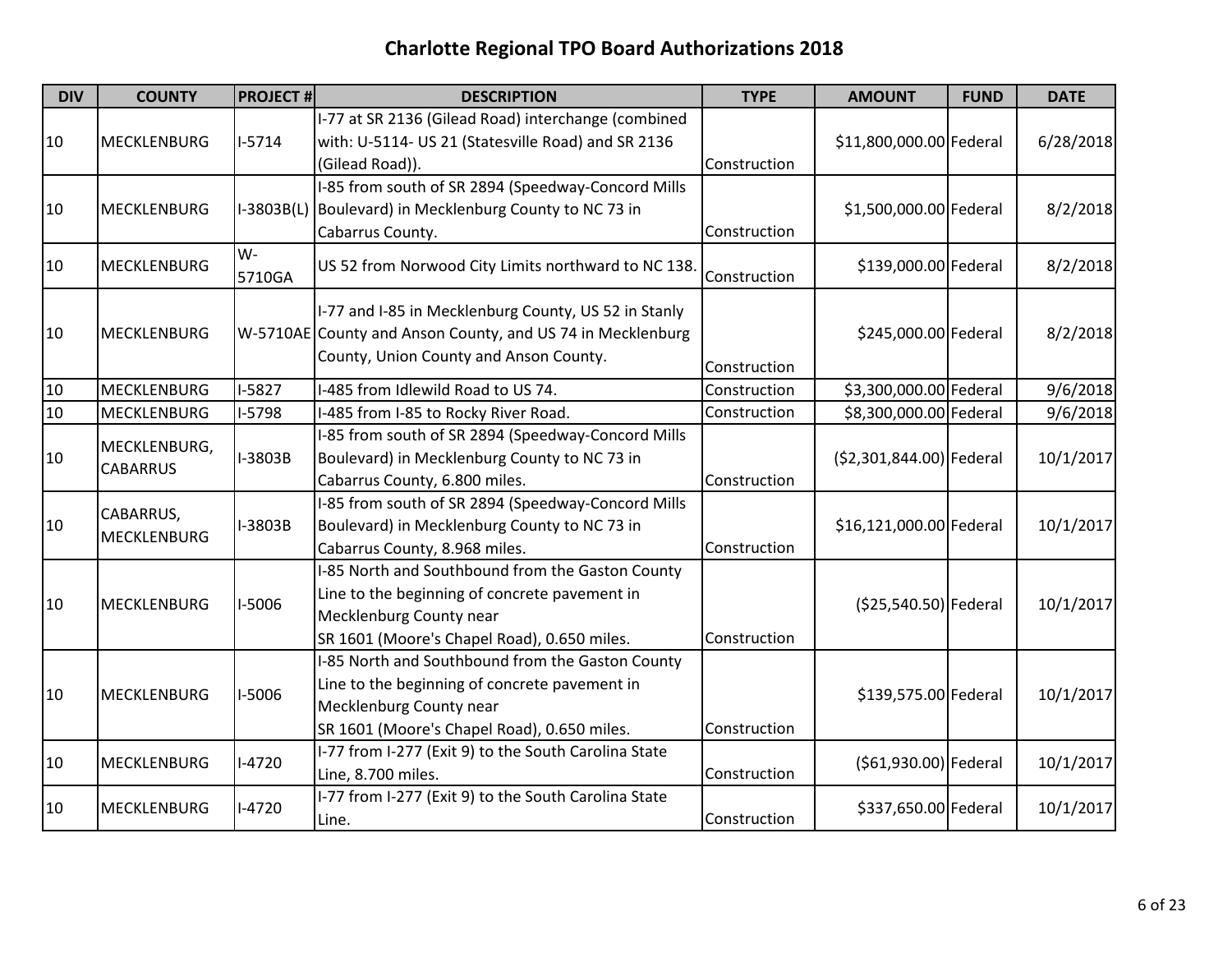# Charlotte Regional TPO Board Authorizations 2018

| DIV | COUNTY | PROJECT # | DESCRIPTION | TYPE | AMOUNT | FUND | DATE |
|---|---|---|---|---|---|---|---|
| 10 | MECKLENBURG | I-5714 | I-77 at SR 2136 (Gilead Road) interchange (combined with: U-5114- US 21 (Statesville Road) and SR 2136 (Gilead Road)). | Construction | $11,800,000.00 | Federal | 6/28/2018 |
| 10 | MECKLENBURG | I-3803B(L) | I-85 from south of SR 2894 (Speedway-Concord Mills Boulevard) in Mecklenburg County to NC 73 in Cabarrus County. | Construction | $1,500,000.00 | Federal | 8/2/2018 |
| 10 | MECKLENBURG | W-5710GA | US 52 from Norwood City Limits northward to NC 138. | Construction | $139,000.00 | Federal | 8/2/2018 |
| 10 | MECKLENBURG | W-5710AE | I-77 and I-85 in Mecklenburg County, US 52 in Stanly County and Anson County, and US 74 in Mecklenburg County, Union County and Anson County. | Construction | $245,000.00 | Federal | 8/2/2018 |
| 10 | MECKLENBURG | I-5827 | I-485 from Idlewild Road to US 74. | Construction | $3,300,000.00 | Federal | 9/6/2018 |
| 10 | MECKLENBURG | I-5798 | I-485 from I-85 to Rocky River Road. | Construction | $8,300,000.00 | Federal | 9/6/2018 |
| 10 | MECKLENBURG, CABARRUS | I-3803B | I-85 from south of SR 2894 (Speedway-Concord Mills Boulevard) in Mecklenburg County to NC 73 in Cabarrus County, 6.800 miles. | Construction | ($2,301,844.00) | Federal | 10/1/2017 |
| 10 | CABARRUS, MECKLENBURG | I-3803B | I-85 from south of SR 2894 (Speedway-Concord Mills Boulevard) in Mecklenburg County to NC 73 in Cabarrus County, 8.968 miles. | Construction | $16,121,000.00 | Federal | 10/1/2017 |
| 10 | MECKLENBURG | I-5006 | I-85 North and Southbound from the Gaston County Line to the beginning of concrete pavement in Mecklenburg County near SR 1601 (Moore's Chapel Road), 0.650 miles. | Construction | ($25,540.50) | Federal | 10/1/2017 |
| 10 | MECKLENBURG | I-5006 | I-85 North and Southbound from the Gaston County Line to the beginning of concrete pavement in Mecklenburg County near SR 1601 (Moore's Chapel Road), 0.650 miles. | Construction | $139,575.00 | Federal | 10/1/2017 |
| 10 | MECKLENBURG | I-4720 | I-77 from I-277 (Exit 9) to the South Carolina State Line, 8.700 miles. | Construction | ($61,930.00) | Federal | 10/1/2017 |
| 10 | MECKLENBURG | I-4720 | I-77 from I-277 (Exit 9) to the South Carolina State Line. | Construction | $337,650.00 | Federal | 10/1/2017 |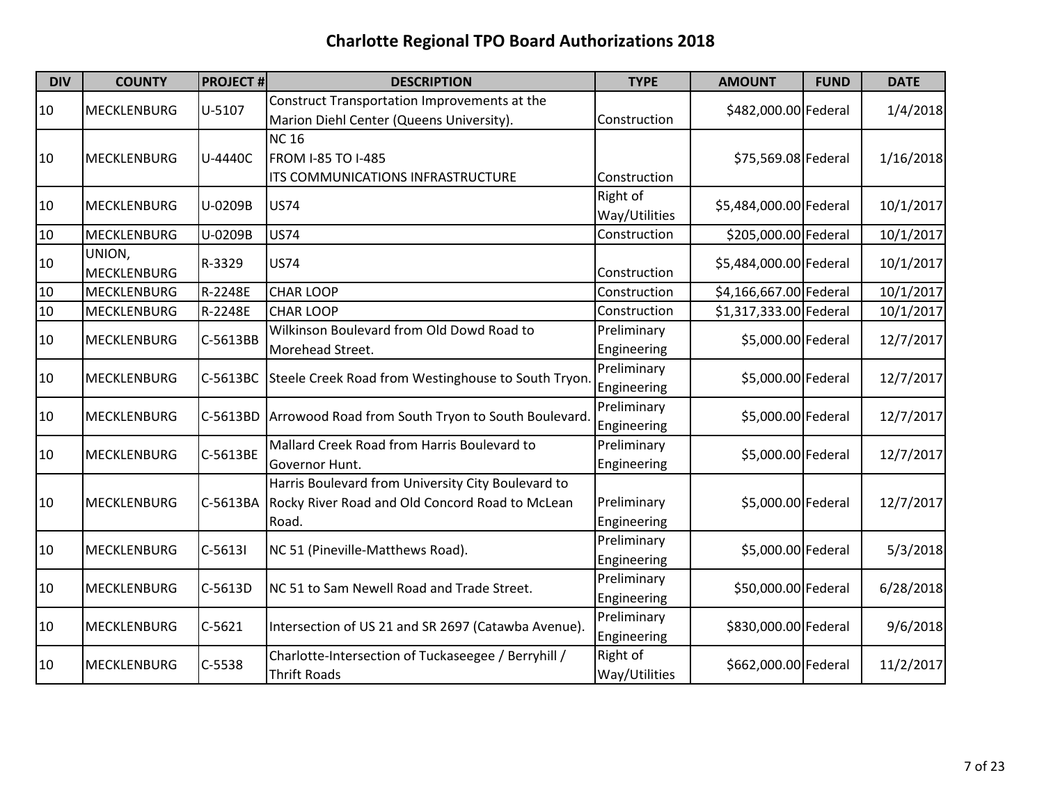# Charlotte Regional TPO Board Authorizations 2018

| DIV | COUNTY | PROJECT # | DESCRIPTION | TYPE | AMOUNT | FUND | DATE |
|---|---|---|---|---|---|---|---|
| 10 | MECKLENBURG | U-5107 | Construct Transportation Improvements at the Marion Diehl Center (Queens University). | Construction | $482,000.00 | Federal | 1/4/2018 |
| 10 | MECKLENBURG | U-4440C | NC 16<br>FROM I-85 TO I-485<br>ITS COMMUNICATIONS INFRASTRUCTURE | Construction | $75,569.08 | Federal | 1/16/2018 |
| 10 | MECKLENBURG | U-0209B | US74 | Right of Way/Utilities | $5,484,000.00 | Federal | 10/1/2017 |
| 10 | MECKLENBURG | U-0209B | US74 | Construction | $205,000.00 | Federal | 10/1/2017 |
| 10 | UNION, MECKLENBURG | R-3329 | US74 | Construction | $5,484,000.00 | Federal | 10/1/2017 |
| 10 | MECKLENBURG | R-2248E | CHAR LOOP | Construction | $4,166,667.00 | Federal | 10/1/2017 |
| 10 | MECKLENBURG | R-2248E | CHAR LOOP | Construction | $1,317,333.00 | Federal | 10/1/2017 |
| 10 | MECKLENBURG | C-5613BB | Wilkinson Boulevard from Old Dowd Road to Morehead Street. | Preliminary Engineering | $5,000.00 | Federal | 12/7/2017 |
| 10 | MECKLENBURG | C-5613BC | Steele Creek Road from Westinghouse to South Tryon. | Preliminary Engineering | $5,000.00 | Federal | 12/7/2017 |
| 10 | MECKLENBURG | C-5613BD | Arrowood Road from South Tryon to South Boulevard. | Preliminary Engineering | $5,000.00 | Federal | 12/7/2017 |
| 10 | MECKLENBURG | C-5613BE | Mallard Creek Road from Harris Boulevard to Governor Hunt. | Preliminary Engineering | $5,000.00 | Federal | 12/7/2017 |
| 10 | MECKLENBURG | C-5613BA | Harris Boulevard from University City Boulevard to Rocky River Road and Old Concord Road to McLean Road. | Preliminary Engineering | $5,000.00 | Federal | 12/7/2017 |
| 10 | MECKLENBURG | C-5613I | NC 51 (Pineville-Matthews Road). | Preliminary Engineering | $5,000.00 | Federal | 5/3/2018 |
| 10 | MECKLENBURG | C-5613D | NC 51 to Sam Newell Road and Trade Street. | Preliminary Engineering | $50,000.00 | Federal | 6/28/2018 |
| 10 | MECKLENBURG | C-5621 | Intersection of US 21 and SR 2697 (Catawba Avenue). | Preliminary Engineering | $830,000.00 | Federal | 9/6/2018 |
| 10 | MECKLENBURG | C-5538 | Charlotte-Intersection of Tuckaseegee / Berryhill / Thrift Roads | Right of Way/Utilities | $662,000.00 | Federal | 11/2/2017 |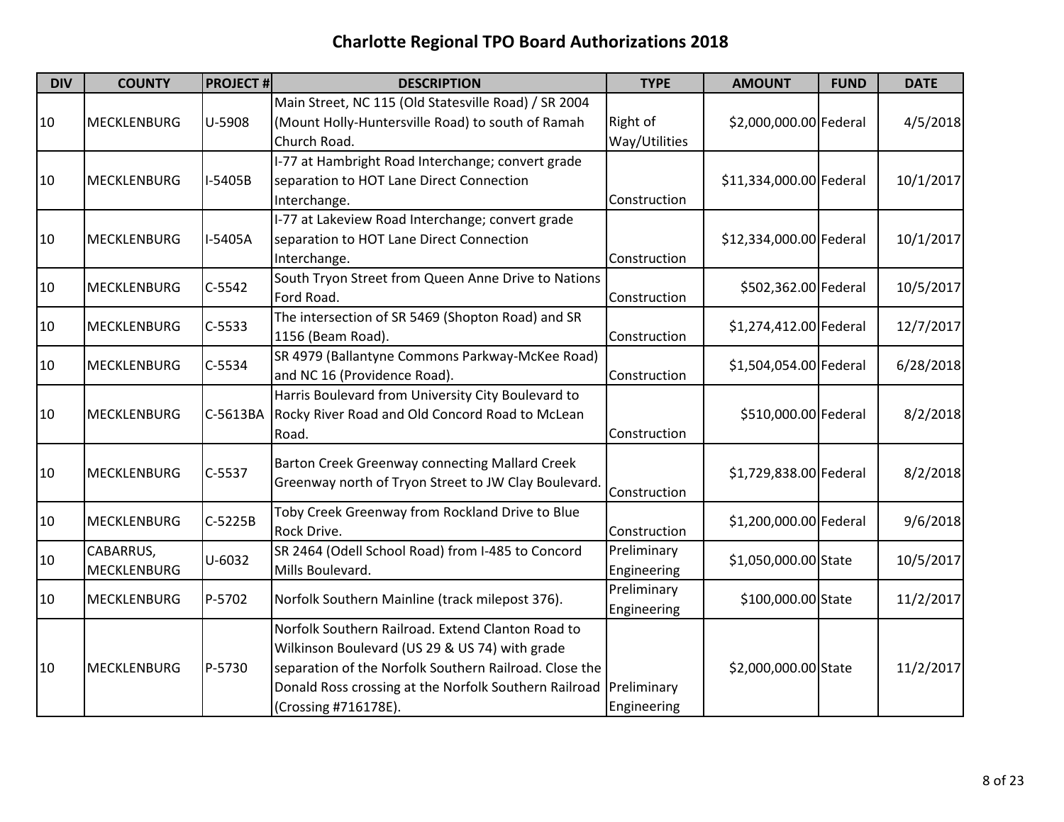# Charlotte Regional TPO Board Authorizations 2018

| DIV | COUNTY | PROJECT # | DESCRIPTION | TYPE | AMOUNT | FUND | DATE |
|---|---|---|---|---|---|---|---|
| 10 | MECKLENBURG | U-5908 | Main Street, NC 115 (Old Statesville Road) / SR 2004 (Mount Holly-Huntersville Road) to south of Ramah Church Road. | Right of Way/Utilities | $2,000,000.00 | Federal | 4/5/2018 |
| 10 | MECKLENBURG | I-5405B | I-77 at Hambright Road Interchange; convert grade separation to HOT Lane Direct Connection Interchange. | Construction | $11,334,000.00 | Federal | 10/1/2017 |
| 10 | MECKLENBURG | I-5405A | I-77 at Lakeview Road Interchange; convert grade separation to HOT Lane Direct Connection Interchange. | Construction | $12,334,000.00 | Federal | 10/1/2017 |
| 10 | MECKLENBURG | C-5542 | South Tryon Street from Queen Anne Drive to Nations Ford Road. | Construction | $502,362.00 | Federal | 10/5/2017 |
| 10 | MECKLENBURG | C-5533 | The intersection of SR 5469 (Shopton Road) and SR 1156 (Beam Road). | Construction | $1,274,412.00 | Federal | 12/7/2017 |
| 10 | MECKLENBURG | C-5534 | SR 4979 (Ballantyne Commons Parkway-McKee Road) and NC 16 (Providence Road). | Construction | $1,504,054.00 | Federal | 6/28/2018 |
| 10 | MECKLENBURG | C-5613BA | Harris Boulevard from University City Boulevard to Rocky River Road and Old Concord Road to McLean Road. | Construction | $510,000.00 | Federal | 8/2/2018 |
| 10 | MECKLENBURG | C-5537 | Barton Creek Greenway connecting Mallard Creek Greenway north of Tryon Street to JW Clay Boulevard. | Construction | $1,729,838.00 | Federal | 8/2/2018 |
| 10 | MECKLENBURG | C-5225B | Toby Creek Greenway from Rockland Drive to Blue Rock Drive. | Construction | $1,200,000.00 | Federal | 9/6/2018 |
| 10 | CABARRUS, MECKLENBURG | U-6032 | SR 2464 (Odell School Road) from I-485 to Concord Mills Boulevard. | Preliminary Engineering | $1,050,000.00 | State | 10/5/2017 |
| 10 | MECKLENBURG | P-5702 | Norfolk Southern Mainline (track milepost 376). | Preliminary Engineering | $100,000.00 | State | 11/2/2017 |
| 10 | MECKLENBURG | P-5730 | Norfolk Southern Railroad. Extend Clanton Road to Wilkinson Boulevard (US 29 & US 74) with grade separation of the Norfolk Southern Railroad. Close the Donald Ross crossing at the Norfolk Southern Railroad (Crossing #716178E). | Preliminary Engineering | $2,000,000.00 | State | 11/2/2017 |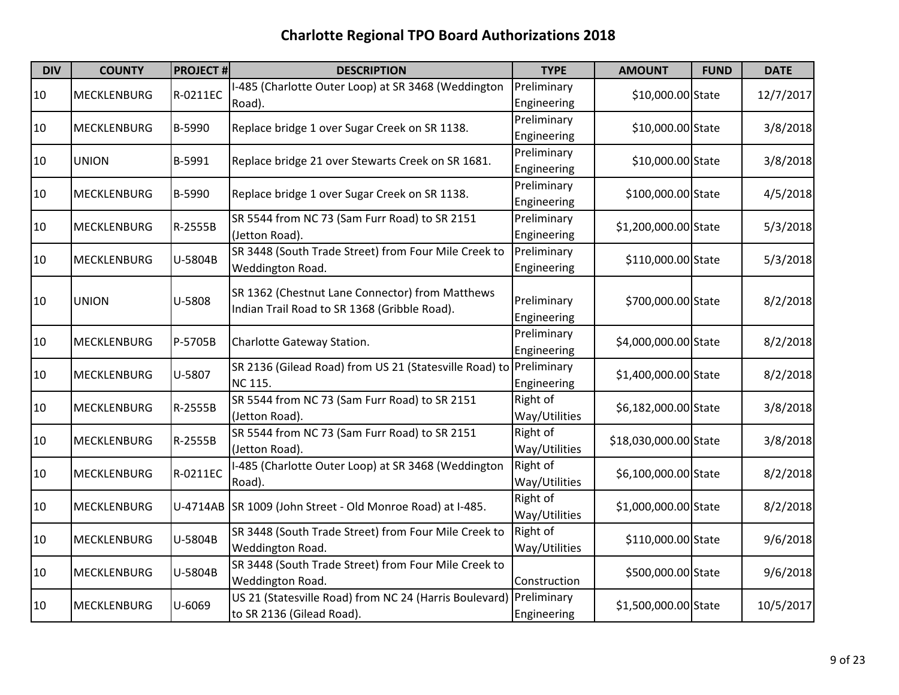# Charlotte Regional TPO Board Authorizations 2018

| DIV | COUNTY | PROJECT # | DESCRIPTION | TYPE | AMOUNT | FUND | DATE |
|---|---|---|---|---|---|---|---|
| 10 | MECKLENBURG | R-0211EC | I-485 (Charlotte Outer Loop) at SR 3468 (Weddington Road). | Preliminary Engineering | $10,000.00 | State | 12/7/2017 |
| 10 | MECKLENBURG | B-5990 | Replace bridge 1 over Sugar Creek on SR 1138. | Preliminary Engineering | $10,000.00 | State | 3/8/2018 |
| 10 | UNION | B-5991 | Replace bridge 21 over Stewarts Creek on SR 1681. | Preliminary Engineering | $10,000.00 | State | 3/8/2018 |
| 10 | MECKLENBURG | B-5990 | Replace bridge 1 over Sugar Creek on SR 1138. | Preliminary Engineering | $100,000.00 | State | 4/5/2018 |
| 10 | MECKLENBURG | R-2555B | SR 5544 from NC 73 (Sam Furr Road) to SR 2151 (Jetton Road). | Preliminary Engineering | $1,200,000.00 | State | 5/3/2018 |
| 10 | MECKLENBURG | U-5804B | SR 3448 (South Trade Street) from Four Mile Creek to Weddington Road. | Preliminary Engineering | $110,000.00 | State | 5/3/2018 |
| 10 | UNION | U-5808 | SR 1362 (Chestnut Lane Connector) from Matthews Indian Trail Road to SR 1368 (Gribble Road). | Preliminary Engineering | $700,000.00 | State | 8/2/2018 |
| 10 | MECKLENBURG | P-5705B | Charlotte Gateway Station. | Preliminary Engineering | $4,000,000.00 | State | 8/2/2018 |
| 10 | MECKLENBURG | U-5807 | SR 2136 (Gilead Road) from US 21 (Statesville Road) to NC 115. | Preliminary Engineering | $1,400,000.00 | State | 8/2/2018 |
| 10 | MECKLENBURG | R-2555B | SR 5544 from NC 73 (Sam Furr Road) to SR 2151 (Jetton Road). | Right of Way/Utilities | $6,182,000.00 | State | 3/8/2018 |
| 10 | MECKLENBURG | R-2555B | SR 5544 from NC 73 (Sam Furr Road) to SR 2151 (Jetton Road). | Right of Way/Utilities | $18,030,000.00 | State | 3/8/2018 |
| 10 | MECKLENBURG | R-0211EC | I-485 (Charlotte Outer Loop) at SR 3468 (Weddington Road). | Right of Way/Utilities | $6,100,000.00 | State | 8/2/2018 |
| 10 | MECKLENBURG | U-4714AB | SR 1009 (John Street - Old Monroe Road) at I-485. | Right of Way/Utilities | $1,000,000.00 | State | 8/2/2018 |
| 10 | MECKLENBURG | U-5804B | SR 3448 (South Trade Street) from Four Mile Creek to Weddington Road. | Right of Way/Utilities | $110,000.00 | State | 9/6/2018 |
| 10 | MECKLENBURG | U-5804B | SR 3448 (South Trade Street) from Four Mile Creek to Weddington Road. | Construction | $500,000.00 | State | 9/6/2018 |
| 10 | MECKLENBURG | U-6069 | US 21 (Statesville Road) from NC 24 (Harris Boulevard) to SR 2136 (Gilead Road). | Preliminary Engineering | $1,500,000.00 | State | 10/5/2017 |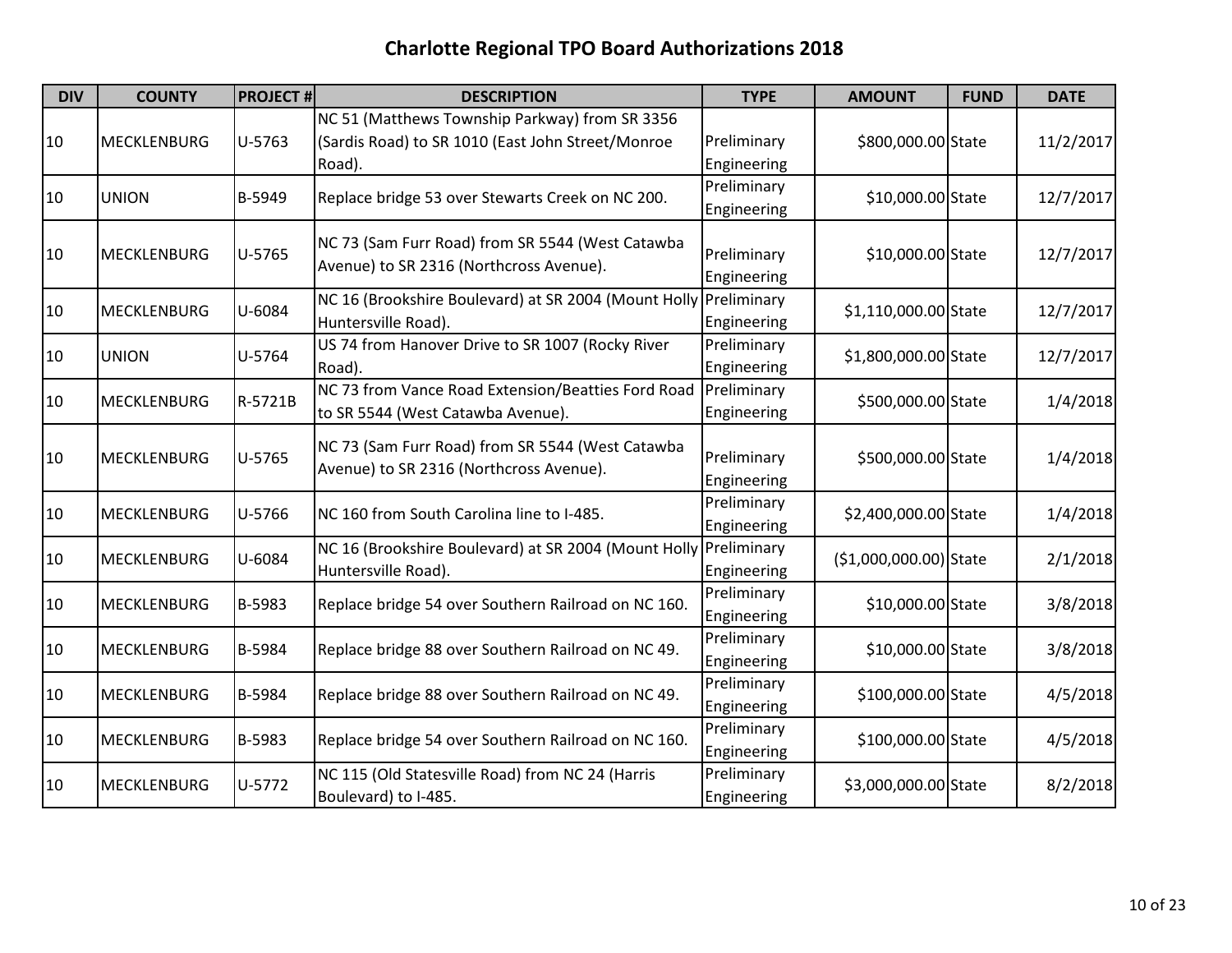# Charlotte Regional TPO Board Authorizations 2018

| DIV | COUNTY | PROJECT # | DESCRIPTION | TYPE | AMOUNT | FUND | DATE |
|---|---|---|---|---|---|---|---|
| 10 | MECKLENBURG | U-5763 | NC 51 (Matthews Township Parkway) from SR 3356 (Sardis Road) to SR 1010 (East John Street/Monroe Road). | Preliminary Engineering | $800,000.00 | State | 11/2/2017 |
| 10 | UNION | B-5949 | Replace bridge 53 over Stewarts Creek on NC 200. | Preliminary Engineering | $10,000.00 | State | 12/7/2017 |
| 10 | MECKLENBURG | U-5765 | NC 73 (Sam Furr Road) from SR 5544 (West Catawba Avenue) to SR 2316 (Northcross Avenue). | Preliminary Engineering | $10,000.00 | State | 12/7/2017 |
| 10 | MECKLENBURG | U-6084 | NC 16 (Brookshire Boulevard) at SR 2004 (Mount Holly Huntersville Road). | Preliminary Engineering | $1,110,000.00 | State | 12/7/2017 |
| 10 | UNION | U-5764 | US 74 from Hanover Drive to SR 1007 (Rocky River Road). | Preliminary Engineering | $1,800,000.00 | State | 12/7/2017 |
| 10 | MECKLENBURG | R-5721B | NC 73 from Vance Road Extension/Beatties Ford Road to SR 5544 (West Catawba Avenue). | Preliminary Engineering | $500,000.00 | State | 1/4/2018 |
| 10 | MECKLENBURG | U-5765 | NC 73 (Sam Furr Road) from SR 5544 (West Catawba Avenue) to SR 2316 (Northcross Avenue). | Preliminary Engineering | $500,000.00 | State | 1/4/2018 |
| 10 | MECKLENBURG | U-5766 | NC 160 from South Carolina line to I-485. | Preliminary Engineering | $2,400,000.00 | State | 1/4/2018 |
| 10 | MECKLENBURG | U-6084 | NC 16 (Brookshire Boulevard) at SR 2004 (Mount Holly Huntersville Road). | Preliminary Engineering | ($1,000,000.00) | State | 2/1/2018 |
| 10 | MECKLENBURG | B-5983 | Replace bridge 54 over Southern Railroad on NC 160. | Preliminary Engineering | $10,000.00 | State | 3/8/2018 |
| 10 | MECKLENBURG | B-5984 | Replace bridge 88 over Southern Railroad on NC 49. | Preliminary Engineering | $10,000.00 | State | 3/8/2018 |
| 10 | MECKLENBURG | B-5984 | Replace bridge 88 over Southern Railroad on NC 49. | Preliminary Engineering | $100,000.00 | State | 4/5/2018 |
| 10 | MECKLENBURG | B-5983 | Replace bridge 54 over Southern Railroad on NC 160. | Preliminary Engineering | $100,000.00 | State | 4/5/2018 |
| 10 | MECKLENBURG | U-5772 | NC 115 (Old Statesville Road) from NC 24 (Harris Boulevard) to I-485. | Preliminary Engineering | $3,000,000.00 | State | 8/2/2018 |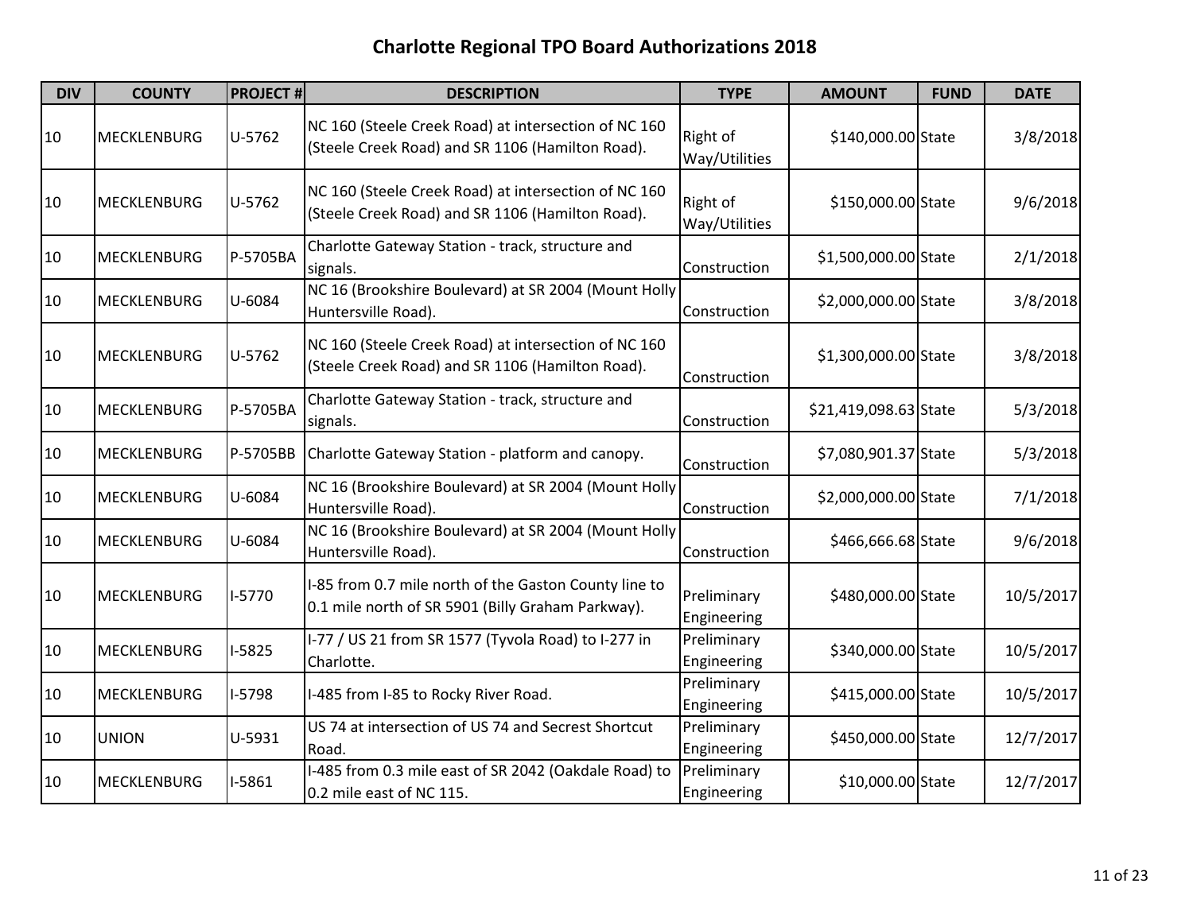# Charlotte Regional TPO Board Authorizations 2018

| DIV | COUNTY | PROJECT # | DESCRIPTION | TYPE | AMOUNT | FUND | DATE |
|---|---|---|---|---|---|---|---|
| 10 | MECKLENBURG | U-5762 | NC 160 (Steele Creek Road) at intersection of NC 160 (Steele Creek Road) and SR 1106 (Hamilton Road). | Right of Way/Utilities | $140,000.00 | State | 3/8/2018 |
| 10 | MECKLENBURG | U-5762 | NC 160 (Steele Creek Road) at intersection of NC 160 (Steele Creek Road) and SR 1106 (Hamilton Road). | Right of Way/Utilities | $150,000.00 | State | 9/6/2018 |
| 10 | MECKLENBURG | P-5705BA | Charlotte Gateway Station - track, structure and signals. | Construction | $1,500,000.00 | State | 2/1/2018 |
| 10 | MECKLENBURG | U-6084 | NC 16 (Brookshire Boulevard) at SR 2004 (Mount Holly Huntersville Road). | Construction | $2,000,000.00 | State | 3/8/2018 |
| 10 | MECKLENBURG | U-5762 | NC 160 (Steele Creek Road) at intersection of NC 160 (Steele Creek Road) and SR 1106 (Hamilton Road). | Construction | $1,300,000.00 | State | 3/8/2018 |
| 10 | MECKLENBURG | P-5705BA | Charlotte Gateway Station - track, structure and signals. | Construction | $21,419,098.63 | State | 5/3/2018 |
| 10 | MECKLENBURG | P-5705BB | Charlotte Gateway Station - platform and canopy. | Construction | $7,080,901.37 | State | 5/3/2018 |
| 10 | MECKLENBURG | U-6084 | NC 16 (Brookshire Boulevard) at SR 2004 (Mount Holly Huntersville Road). | Construction | $2,000,000.00 | State | 7/1/2018 |
| 10 | MECKLENBURG | U-6084 | NC 16 (Brookshire Boulevard) at SR 2004 (Mount Holly Huntersville Road). | Construction | $466,666.68 | State | 9/6/2018 |
| 10 | MECKLENBURG | I-5770 | I-85 from 0.7 mile north of the Gaston County line to 0.1 mile north of SR 5901 (Billy Graham Parkway). | Preliminary Engineering | $480,000.00 | State | 10/5/2017 |
| 10 | MECKLENBURG | I-5825 | I-77 / US 21 from SR 1577 (Tyvola Road) to I-277 in Charlotte. | Preliminary Engineering | $340,000.00 | State | 10/5/2017 |
| 10 | MECKLENBURG | I-5798 | I-485 from I-85 to Rocky River Road. | Preliminary Engineering | $415,000.00 | State | 10/5/2017 |
| 10 | UNION | U-5931 | US 74 at intersection of US 74 and Secrest Shortcut Road. | Preliminary Engineering | $450,000.00 | State | 12/7/2017 |
| 10 | MECKLENBURG | I-5861 | I-485 from 0.3 mile east of SR 2042 (Oakdale Road) to 0.2 mile east of NC 115. | Preliminary Engineering | $10,000.00 | State | 12/7/2017 |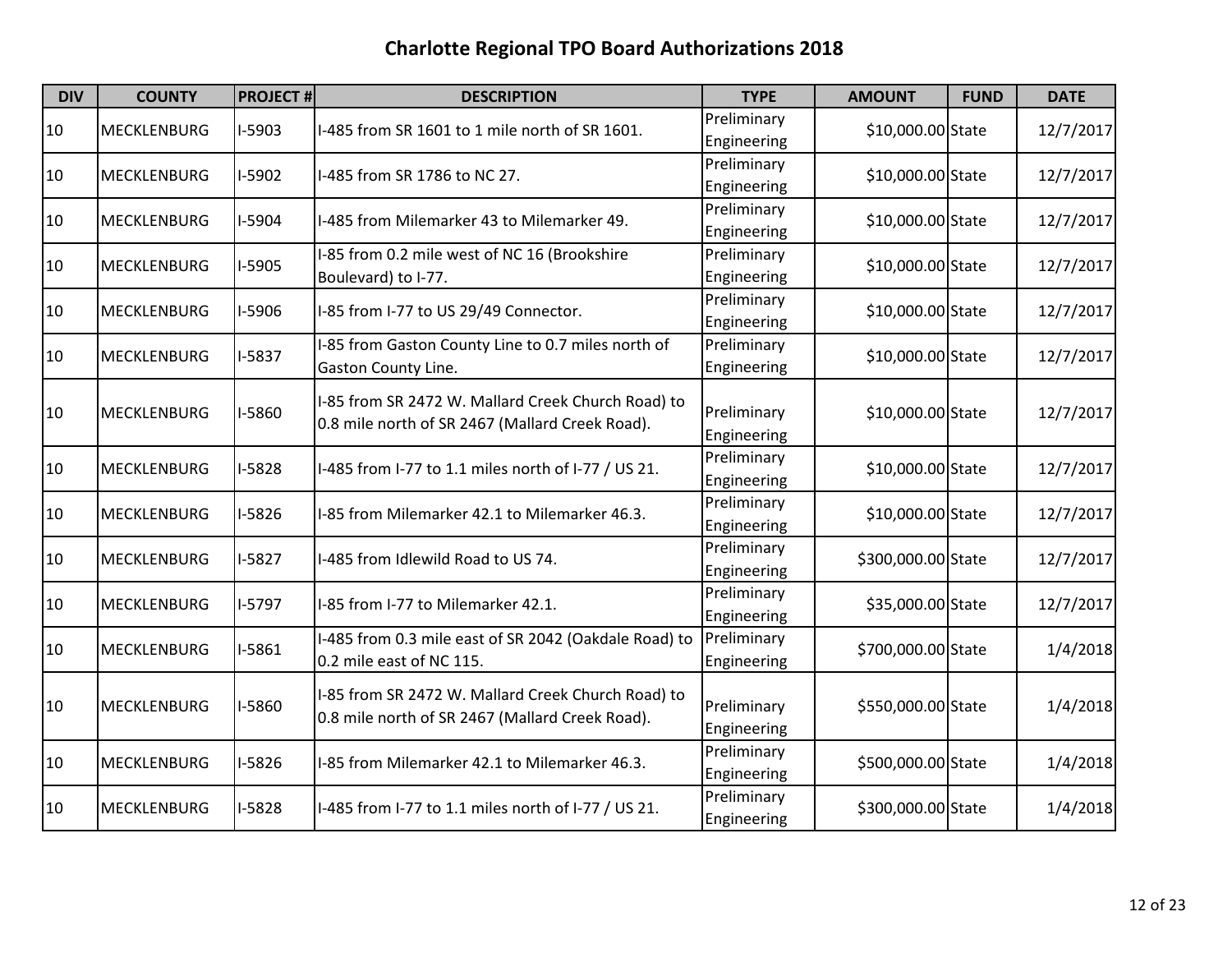# Charlotte Regional TPO Board Authorizations 2018

| DIV | COUNTY | PROJECT # | DESCRIPTION | TYPE | AMOUNT | FUND | DATE |
|---|---|---|---|---|---|---|---|
| 10 | MECKLENBURG | I-5903 | I-485 from SR 1601 to 1 mile north of SR 1601. | Preliminary Engineering | $10,000.00 | State | 12/7/2017 |
| 10 | MECKLENBURG | I-5902 | I-485 from SR 1786 to NC 27. | Preliminary Engineering | $10,000.00 | State | 12/7/2017 |
| 10 | MECKLENBURG | I-5904 | I-485 from Milemarker 43 to Milemarker 49. | Preliminary Engineering | $10,000.00 | State | 12/7/2017 |
| 10 | MECKLENBURG | I-5905 | I-85 from 0.2 mile west of NC 16 (Brookshire Boulevard) to I-77. | Preliminary Engineering | $10,000.00 | State | 12/7/2017 |
| 10 | MECKLENBURG | I-5906 | I-85 from I-77 to US 29/49 Connector. | Preliminary Engineering | $10,000.00 | State | 12/7/2017 |
| 10 | MECKLENBURG | I-5837 | I-85 from Gaston County Line to 0.7 miles north of Gaston County Line. | Preliminary Engineering | $10,000.00 | State | 12/7/2017 |
| 10 | MECKLENBURG | I-5860 | I-85 from SR 2472 W. Mallard Creek Church Road) to 0.8 mile north of SR 2467 (Mallard Creek Road). | Preliminary Engineering | $10,000.00 | State | 12/7/2017 |
| 10 | MECKLENBURG | I-5828 | I-485 from I-77 to 1.1 miles north of I-77 / US 21. | Preliminary Engineering | $10,000.00 | State | 12/7/2017 |
| 10 | MECKLENBURG | I-5826 | I-85 from Milemarker 42.1 to Milemarker 46.3. | Preliminary Engineering | $10,000.00 | State | 12/7/2017 |
| 10 | MECKLENBURG | I-5827 | I-485 from Idlewild Road to US 74. | Preliminary Engineering | $300,000.00 | State | 12/7/2017 |
| 10 | MECKLENBURG | I-5797 | I-85 from I-77 to Milemarker 42.1. | Preliminary Engineering | $35,000.00 | State | 12/7/2017 |
| 10 | MECKLENBURG | I-5861 | I-485 from 0.3 mile east of SR 2042 (Oakdale Road) to 0.2 mile east of NC 115. | Preliminary Engineering | $700,000.00 | State | 1/4/2018 |
| 10 | MECKLENBURG | I-5860 | I-85 from SR 2472 W. Mallard Creek Church Road) to 0.8 mile north of SR 2467 (Mallard Creek Road). | Preliminary Engineering | $550,000.00 | State | 1/4/2018 |
| 10 | MECKLENBURG | I-5826 | I-85 from Milemarker 42.1 to Milemarker 46.3. | Preliminary Engineering | $500,000.00 | State | 1/4/2018 |
| 10 | MECKLENBURG | I-5828 | I-485 from I-77 to 1.1 miles north of I-77 / US 21. | Preliminary Engineering | $300,000.00 | State | 1/4/2018 |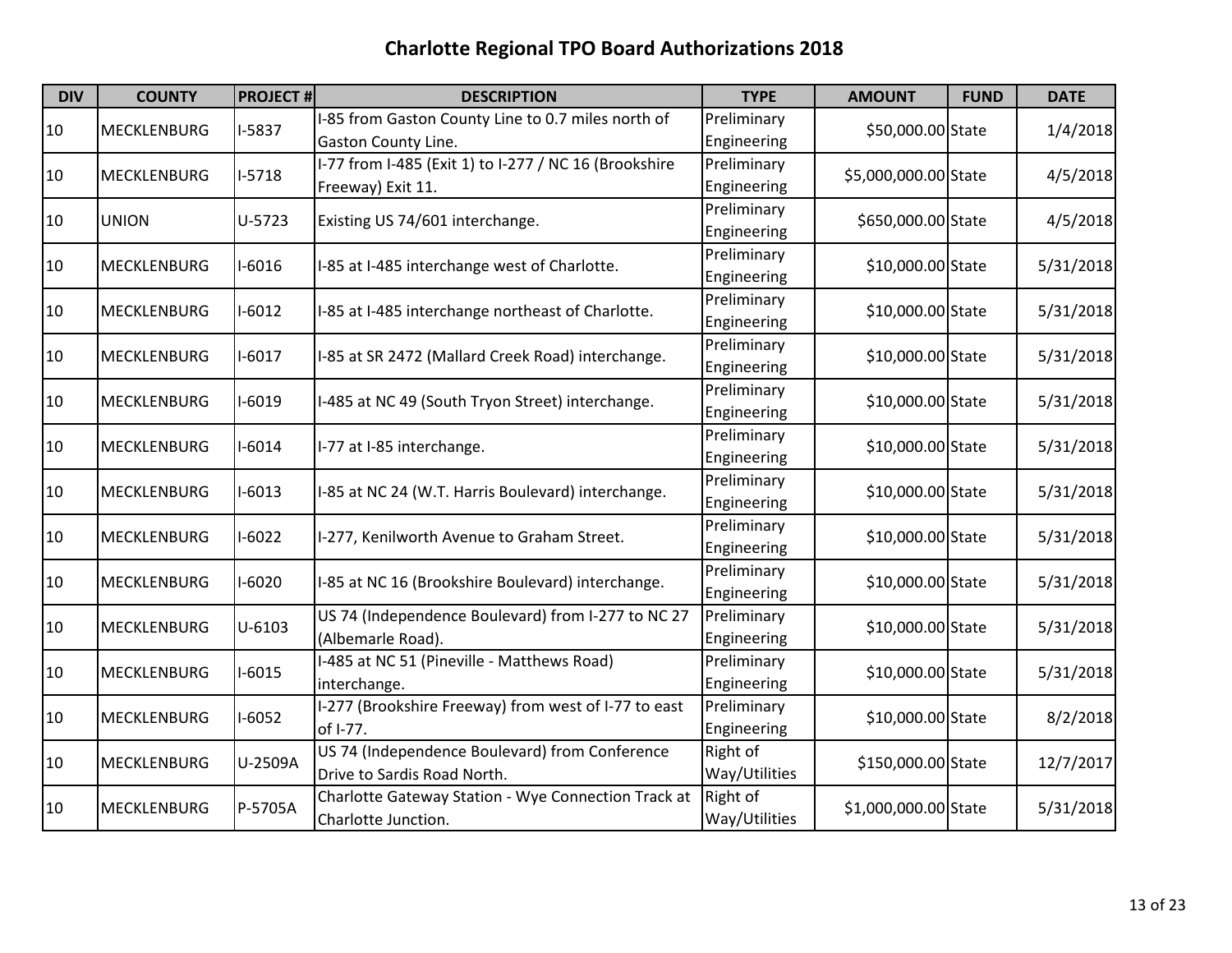# Charlotte Regional TPO Board Authorizations 2018

| DIV | COUNTY | PROJECT # | DESCRIPTION | TYPE | AMOUNT | FUND | DATE |
|---|---|---|---|---|---|---|---|
| 10 | MECKLENBURG | I-5837 | I-85 from Gaston County Line to 0.7 miles north of Gaston County Line. | Preliminary Engineering | $50,000.00 | State | 1/4/2018 |
| 10 | MECKLENBURG | I-5718 | I-77 from I-485 (Exit 1) to I-277 / NC 16 (Brookshire Freeway) Exit 11. | Preliminary Engineering | $5,000,000.00 | State | 4/5/2018 |
| 10 | UNION | U-5723 | Existing US 74/601 interchange. | Preliminary Engineering | $650,000.00 | State | 4/5/2018 |
| 10 | MECKLENBURG | I-6016 | I-85 at I-485 interchange west of Charlotte. | Preliminary Engineering | $10,000.00 | State | 5/31/2018 |
| 10 | MECKLENBURG | I-6012 | I-85 at I-485 interchange northeast of Charlotte. | Preliminary Engineering | $10,000.00 | State | 5/31/2018 |
| 10 | MECKLENBURG | I-6017 | I-85 at SR 2472 (Mallard Creek Road) interchange. | Preliminary Engineering | $10,000.00 | State | 5/31/2018 |
| 10 | MECKLENBURG | I-6019 | I-485 at NC 49 (South Tryon Street) interchange. | Preliminary Engineering | $10,000.00 | State | 5/31/2018 |
| 10 | MECKLENBURG | I-6014 | I-77 at I-85 interchange. | Preliminary Engineering | $10,000.00 | State | 5/31/2018 |
| 10 | MECKLENBURG | I-6013 | I-85 at NC 24 (W.T. Harris Boulevard) interchange. | Preliminary Engineering | $10,000.00 | State | 5/31/2018 |
| 10 | MECKLENBURG | I-6022 | I-277, Kenilworth Avenue to Graham Street. | Preliminary Engineering | $10,000.00 | State | 5/31/2018 |
| 10 | MECKLENBURG | I-6020 | I-85 at NC 16 (Brookshire Boulevard) interchange. | Preliminary Engineering | $10,000.00 | State | 5/31/2018 |
| 10 | MECKLENBURG | U-6103 | US 74 (Independence Boulevard) from I-277 to NC 27 (Albemarle Road). | Preliminary Engineering | $10,000.00 | State | 5/31/2018 |
| 10 | MECKLENBURG | I-6015 | I-485 at NC 51 (Pineville - Matthews Road) interchange. | Preliminary Engineering | $10,000.00 | State | 5/31/2018 |
| 10 | MECKLENBURG | I-6052 | I-277 (Brookshire Freeway) from west of I-77 to east of I-77. | Preliminary Engineering | $10,000.00 | State | 8/2/2018 |
| 10 | MECKLENBURG | U-2509A | US 74 (Independence Boulevard) from Conference Drive to Sardis Road North. | Right of Way/Utilities | $150,000.00 | State | 12/7/2017 |
| 10 | MECKLENBURG | P-5705A | Charlotte Gateway Station - Wye Connection Track at Charlotte Junction. | Right of Way/Utilities | $1,000,000.00 | State | 5/31/2018 |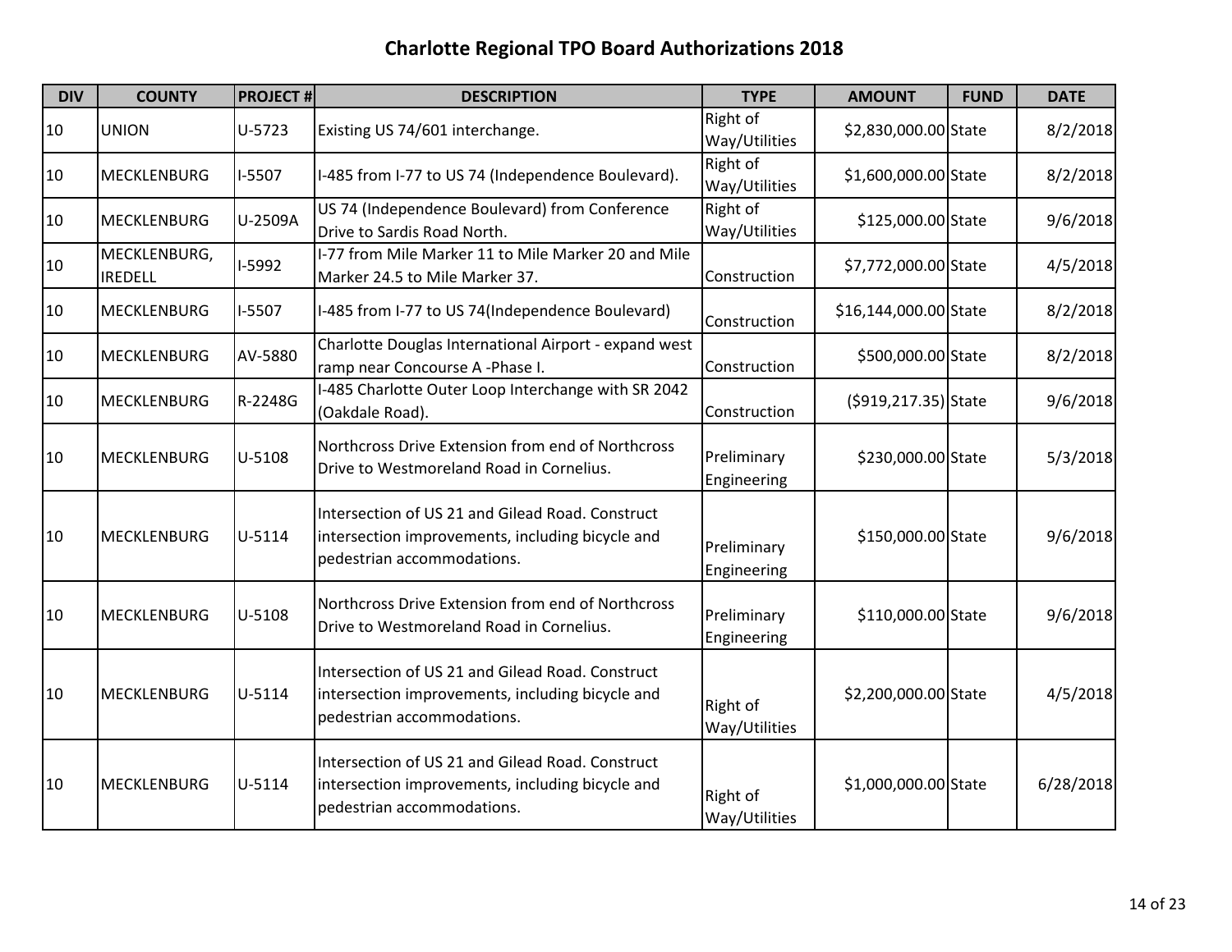# Charlotte Regional TPO Board Authorizations 2018

| DIV | COUNTY | PROJECT # | DESCRIPTION | TYPE | AMOUNT | FUND | DATE |
|---|---|---|---|---|---|---|---|
| 10 | UNION | U-5723 | Existing US 74/601 interchange. | Right of Way/Utilities | $2,830,000.00 | State | 8/2/2018 |
| 10 | MECKLENBURG | I-5507 | I-485 from I-77 to US 74 (Independence Boulevard). | Right of Way/Utilities | $1,600,000.00 | State | 8/2/2018 |
| 10 | MECKLENBURG | U-2509A | US 74 (Independence Boulevard) from Conference Drive to Sardis Road North. | Right of Way/Utilities | $125,000.00 | State | 9/6/2018 |
| 10 | MECKLENBURG, IREDELL | I-5992 | I-77 from Mile Marker 11 to Mile Marker 20 and Mile Marker 24.5 to Mile Marker 37. | Construction | $7,772,000.00 | State | 4/5/2018 |
| 10 | MECKLENBURG | I-5507 | I-485 from I-77 to US 74(Independence Boulevard) | Construction | $16,144,000.00 | State | 8/2/2018 |
| 10 | MECKLENBURG | AV-5880 | Charlotte Douglas International Airport - expand west ramp near Concourse A -Phase I. | Construction | $500,000.00 | State | 8/2/2018 |
| 10 | MECKLENBURG | R-2248G | I-485 Charlotte Outer Loop Interchange with SR 2042 (Oakdale Road). | Construction | ($919,217.35) | State | 9/6/2018 |
| 10 | MECKLENBURG | U-5108 | Northcross Drive Extension from end of Northcross Drive to Westmoreland Road in Cornelius. | Preliminary Engineering | $230,000.00 | State | 5/3/2018 |
| 10 | MECKLENBURG | U-5114 | Intersection of US 21 and Gilead Road. Construct intersection improvements, including bicycle and pedestrian accommodations. | Preliminary Engineering | $150,000.00 | State | 9/6/2018 |
| 10 | MECKLENBURG | U-5108 | Northcross Drive Extension from end of Northcross Drive to Westmoreland Road in Cornelius. | Preliminary Engineering | $110,000.00 | State | 9/6/2018 |
| 10 | MECKLENBURG | U-5114 | Intersection of US 21 and Gilead Road. Construct intersection improvements, including bicycle and pedestrian accommodations. | Right of Way/Utilities | $2,200,000.00 | State | 4/5/2018 |
| 10 | MECKLENBURG | U-5114 | Intersection of US 21 and Gilead Road. Construct intersection improvements, including bicycle and pedestrian accommodations. | Right of Way/Utilities | $1,000,000.00 | State | 6/28/2018 |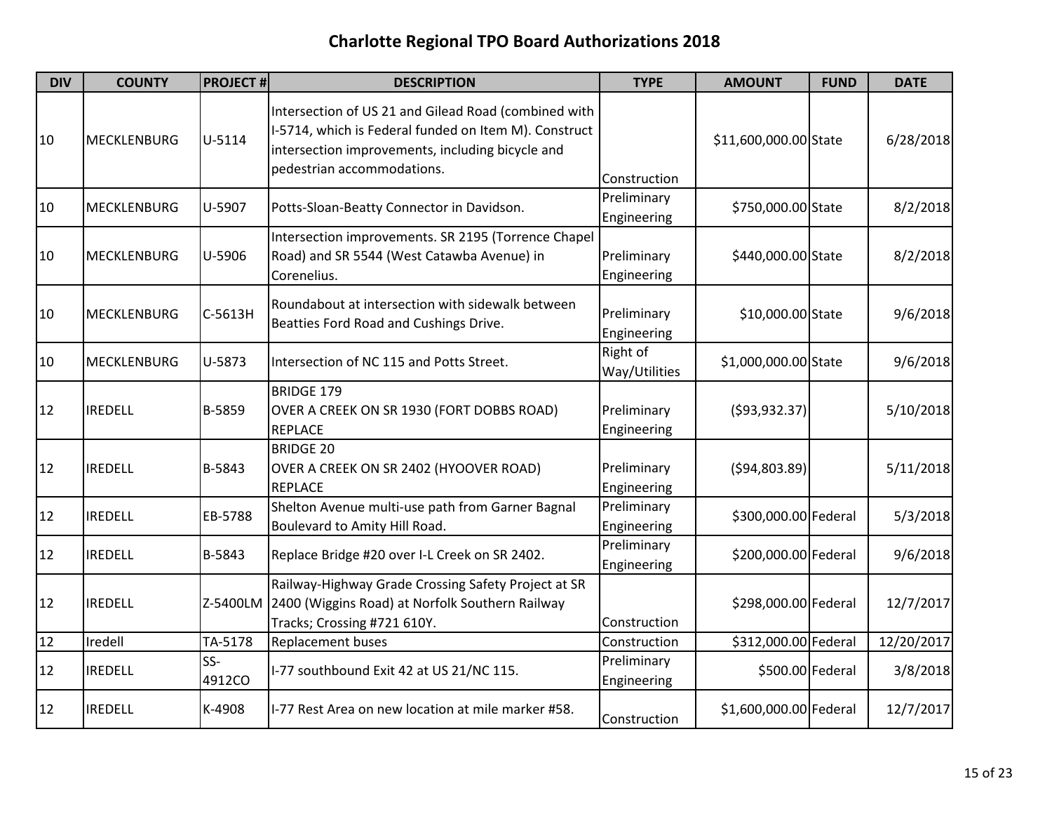# Charlotte Regional TPO Board Authorizations 2018

| DIV | COUNTY | PROJECT # | DESCRIPTION | TYPE | AMOUNT | FUND | DATE |
|---|---|---|---|---|---|---|---|
| 10 | MECKLENBURG | U-5114 | Intersection of US 21 and Gilead Road (combined with I-5714, which is Federal funded on Item M). Construct intersection improvements, including bicycle and pedestrian accommodations. | Construction | $11,600,000.00 | State | 6/28/2018 |
| 10 | MECKLENBURG | U-5907 | Potts-Sloan-Beatty Connector in Davidson. | Preliminary Engineering | $750,000.00 | State | 8/2/2018 |
| 10 | MECKLENBURG | U-5906 | Intersection improvements. SR 2195 (Torrence Chapel Road) and SR 5544 (West Catawba Avenue) in Corenelius. | Preliminary Engineering | $440,000.00 | State | 8/2/2018 |
| 10 | MECKLENBURG | C-5613H | Roundabout at intersection with sidewalk between Beatties Ford Road and Cushings Drive. | Preliminary Engineering | $10,000.00 | State | 9/6/2018 |
| 10 | MECKLENBURG | U-5873 | Intersection of NC 115 and Potts Street. | Right of Way/Utilities | $1,000,000.00 | State | 9/6/2018 |
| 12 | IREDELL | B-5859 | BRIDGE 179 OVER A CREEK ON SR 1930 (FORT DOBBS ROAD) REPLACE | Preliminary Engineering | ($93,932.37) | | 5/10/2018 |
| 12 | IREDELL | B-5843 | BRIDGE 20 OVER A CREEK ON SR 2402 (HYOOVER ROAD) REPLACE | Preliminary Engineering | ($94,803.89) | | 5/11/2018 |
| 12 | IREDELL | EB-5788 | Shelton Avenue multi-use path from Garner Bagnal Boulevard to Amity Hill Road. | Preliminary Engineering | $300,000.00 | Federal | 5/3/2018 |
| 12 | IREDELL | B-5843 | Replace Bridge #20 over I-L Creek on SR 2402. | Preliminary Engineering | $200,000.00 | Federal | 9/6/2018 |
| 12 | IREDELL | Z-5400LM | Railway-Highway Grade Crossing Safety Project at SR 2400 (Wiggins Road) at Norfolk Southern Railway Tracks; Crossing #721 610Y. | Construction | $298,000.00 | Federal | 12/7/2017 |
| 12 | Iredell | TA-5178 | Replacement buses | Construction | $312,000.00 | Federal | 12/20/2017 |
| 12 | IREDELL | SS-4912CO | I-77 southbound Exit 42 at US 21/NC 115. | Preliminary Engineering | $500.00 | Federal | 3/8/2018 |
| 12 | IREDELL | K-4908 | I-77 Rest Area on new location at mile marker #58. | Construction | $1,600,000.00 | Federal | 12/7/2017 |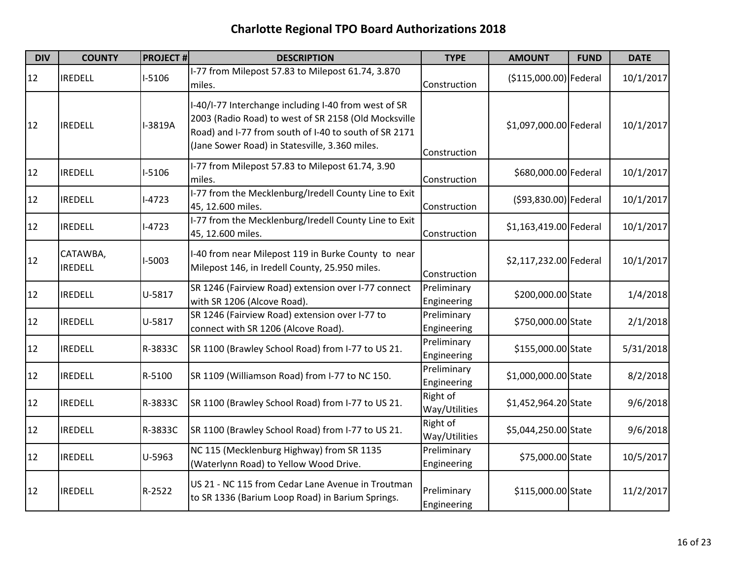# Charlotte Regional TPO Board Authorizations 2018

| DIV | COUNTY | PROJECT # | DESCRIPTION | TYPE | AMOUNT | FUND | DATE |
|---|---|---|---|---|---|---|---|
| 12 | IREDELL | I-5106 | I-77 from Milepost 57.83 to Milepost 61.74, 3.870 miles. | Construction | ($115,000.00) | Federal | 10/1/2017 |
| 12 | IREDELL | I-3819A | I-40/I-77 Interchange including I-40 from west of SR 2003 (Radio Road) to west of SR 2158 (Old Mocksville Road) and I-77 from south of I-40 to south of SR 2171 (Jane Sower Road) in Statesville, 3.360 miles. | Construction | $1,097,000.00 | Federal | 10/1/2017 |
| 12 | IREDELL | I-5106 | I-77 from Milepost 57.83 to Milepost 61.74, 3.90 miles. | Construction | $680,000.00 | Federal | 10/1/2017 |
| 12 | IREDELL | I-4723 | I-77 from the Mecklenburg/Iredell County Line to Exit 45, 12.600 miles. | Construction | ($93,830.00) | Federal | 10/1/2017 |
| 12 | IREDELL | I-4723 | I-77 from the Mecklenburg/Iredell County Line to Exit 45, 12.600 miles. | Construction | $1,163,419.00 | Federal | 10/1/2017 |
| 12 | CATAWBA, IREDELL | I-5003 | I-40 from near Milepost 119 in Burke County to near Milepost 146, in Iredell County, 25.950 miles. | Construction | $2,117,232.00 | Federal | 10/1/2017 |
| 12 | IREDELL | U-5817 | SR 1246 (Fairview Road) extension over I-77 connect with SR 1206 (Alcove Road). | Preliminary Engineering | $200,000.00 | State | 1/4/2018 |
| 12 | IREDELL | U-5817 | SR 1246 (Fairview Road) extension over I-77 to connect with SR 1206 (Alcove Road). | Preliminary Engineering | $750,000.00 | State | 2/1/2018 |
| 12 | IREDELL | R-3833C | SR 1100 (Brawley School Road) from I-77 to US 21. | Preliminary Engineering | $155,000.00 | State | 5/31/2018 |
| 12 | IREDELL | R-5100 | SR 1109 (Williamson Road) from I-77 to NC 150. | Preliminary Engineering | $1,000,000.00 | State | 8/2/2018 |
| 12 | IREDELL | R-3833C | SR 1100 (Brawley School Road) from I-77 to US 21. | Right of Way/Utilities | $1,452,964.20 | State | 9/6/2018 |
| 12 | IREDELL | R-3833C | SR 1100 (Brawley School Road) from I-77 to US 21. | Right of Way/Utilities | $5,044,250.00 | State | 9/6/2018 |
| 12 | IREDELL | U-5963 | NC 115 (Mecklenburg Highway) from SR 1135 (Waterlynn Road) to Yellow Wood Drive. | Preliminary Engineering | $75,000.00 | State | 10/5/2017 |
| 12 | IREDELL | R-2522 | US 21 - NC 115 from Cedar Lane Avenue in Troutman to SR 1336 (Barium Loop Road) in Barium Springs. | Preliminary Engineering | $115,000.00 | State | 11/2/2017 |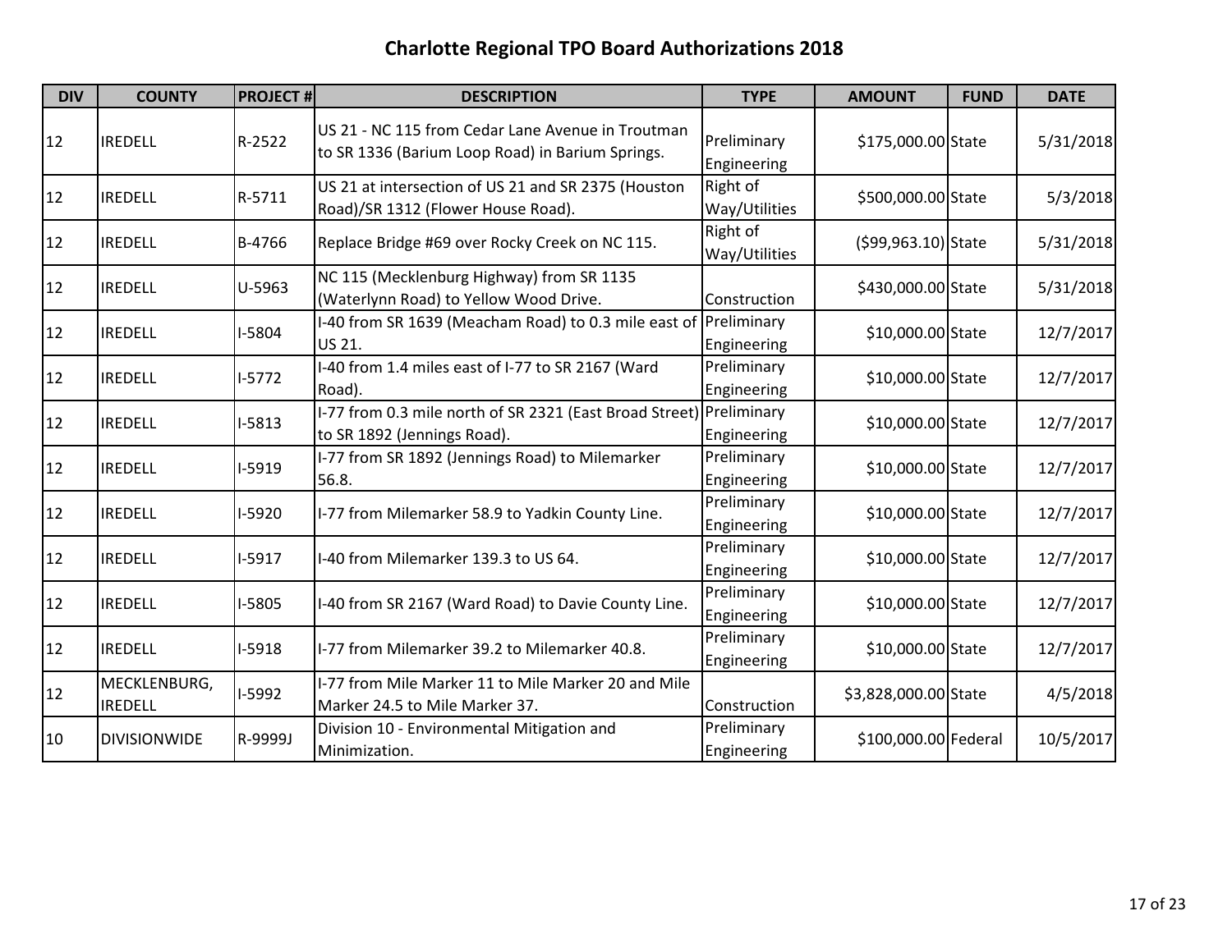# Charlotte Regional TPO Board Authorizations 2018

| DIV | COUNTY | PROJECT # | DESCRIPTION | TYPE | AMOUNT | FUND | DATE |
| --- | --- | --- | --- | --- | --- | --- | --- |
| 12 | IREDELL | R-2522 | US 21 - NC 115 from Cedar Lane Avenue in Troutman to SR 1336 (Barium Loop Road) in Barium Springs. | Preliminary Engineering | $175,000.00 | State | 5/31/2018 |
| 12 | IREDELL | R-5711 | US 21 at intersection of US 21 and SR 2375 (Houston Road)/SR 1312 (Flower House Road). | Right of Way/Utilities | $500,000.00 | State | 5/3/2018 |
| 12 | IREDELL | B-4766 | Replace Bridge #69 over Rocky Creek on NC 115. | Right of Way/Utilities | ($99,963.10) | State | 5/31/2018 |
| 12 | IREDELL | U-5963 | NC 115 (Mecklenburg Highway) from SR 1135 (Waterlynn Road) to Yellow Wood Drive. | Construction | $430,000.00 | State | 5/31/2018 |
| 12 | IREDELL | I-5804 | I-40 from SR 1639 (Meacham Road) to 0.3 mile east of US 21. | Preliminary Engineering | $10,000.00 | State | 12/7/2017 |
| 12 | IREDELL | I-5772 | I-40 from 1.4 miles east of I-77 to SR 2167 (Ward Road). | Preliminary Engineering | $10,000.00 | State | 12/7/2017 |
| 12 | IREDELL | I-5813 | I-77 from 0.3 mile north of SR 2321 (East Broad Street) to SR 1892 (Jennings Road). | Preliminary Engineering | $10,000.00 | State | 12/7/2017 |
| 12 | IREDELL | I-5919 | I-77 from SR 1892 (Jennings Road) to Milemarker 56.8. | Preliminary Engineering | $10,000.00 | State | 12/7/2017 |
| 12 | IREDELL | I-5920 | I-77 from Milemarker 58.9 to Yadkin County Line. | Preliminary Engineering | $10,000.00 | State | 12/7/2017 |
| 12 | IREDELL | I-5917 | I-40 from Milemarker 139.3 to US 64. | Preliminary Engineering | $10,000.00 | State | 12/7/2017 |
| 12 | IREDELL | I-5805 | I-40 from SR 2167 (Ward Road) to Davie County Line. | Preliminary Engineering | $10,000.00 | State | 12/7/2017 |
| 12 | IREDELL | I-5918 | I-77 from Milemarker 39.2 to Milemarker 40.8. | Preliminary Engineering | $10,000.00 | State | 12/7/2017 |
| 12 | MECKLENBURG, IREDELL | I-5992 | I-77 from Mile Marker 11 to Mile Marker 20 and Mile Marker 24.5 to Mile Marker 37. | Construction | $3,828,000.00 | State | 4/5/2018 |
| 10 | DIVISIONWIDE | R-9999J | Division 10 - Environmental Mitigation and Minimization. | Preliminary Engineering | $100,000.00 | Federal | 10/5/2017 |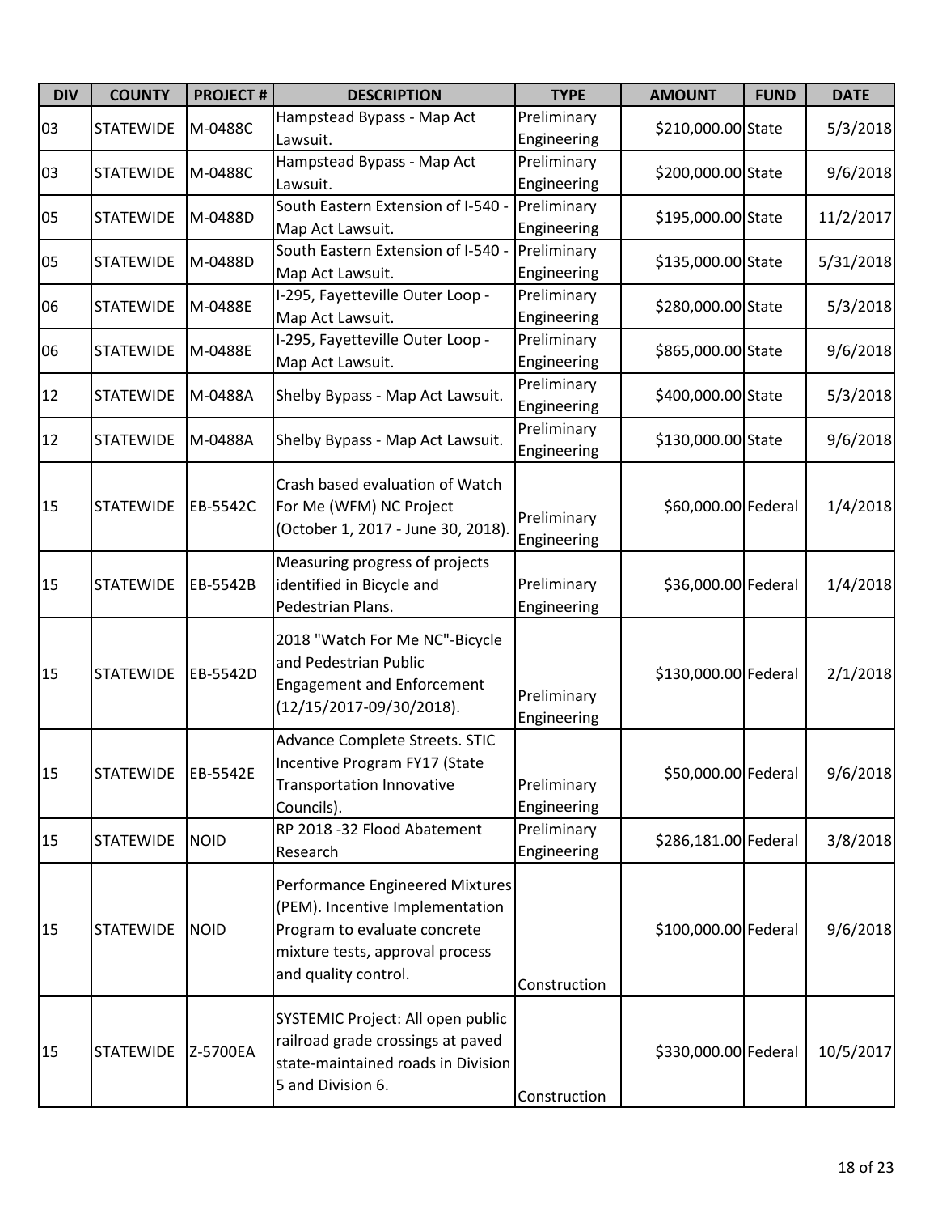| DIV | COUNTY | PROJECT # | DESCRIPTION | TYPE | AMOUNT | FUND | DATE |
|---|---|---|---|---|---|---|---|
| 03 | STATEWIDE | M-0488C | Hampstead Bypass - Map Act Lawsuit. | Preliminary Engineering | $210,000.00 | State | 5/3/2018 |
| 03 | STATEWIDE | M-0488C | Hampstead Bypass - Map Act Lawsuit. | Preliminary Engineering | $200,000.00 | State | 9/6/2018 |
| 05 | STATEWIDE | M-0488D | South Eastern Extension of I-540 - Map Act Lawsuit. | Preliminary Engineering | $195,000.00 | State | 11/2/2017 |
| 05 | STATEWIDE | M-0488D | South Eastern Extension of I-540 - Map Act Lawsuit. | Preliminary Engineering | $135,000.00 | State | 5/31/2018 |
| 06 | STATEWIDE | M-0488E | I-295, Fayetteville Outer Loop - Map Act Lawsuit. | Preliminary Engineering | $280,000.00 | State | 5/3/2018 |
| 06 | STATEWIDE | M-0488E | I-295, Fayetteville Outer Loop - Map Act Lawsuit. | Preliminary Engineering | $865,000.00 | State | 9/6/2018 |
| 12 | STATEWIDE | M-0488A | Shelby Bypass - Map Act Lawsuit. | Preliminary Engineering | $400,000.00 | State | 5/3/2018 |
| 12 | STATEWIDE | M-0488A | Shelby Bypass - Map Act Lawsuit. | Preliminary Engineering | $130,000.00 | State | 9/6/2018 |
| 15 | STATEWIDE | EB-5542C | Crash based evaluation of Watch For Me (WFM) NC Project (October 1, 2017 - June 30, 2018). | Preliminary Engineering | $60,000.00 | Federal | 1/4/2018 |
| 15 | STATEWIDE | EB-5542B | Measuring progress of projects identified in Bicycle and Pedestrian Plans. | Preliminary Engineering | $36,000.00 | Federal | 1/4/2018 |
| 15 | STATEWIDE | EB-5542D | 2018 "Watch For Me NC"-Bicycle and Pedestrian Public Engagement and Enforcement (12/15/2017-09/30/2018). | Preliminary Engineering | $130,000.00 | Federal | 2/1/2018 |
| 15 | STATEWIDE | EB-5542E | Advance Complete Streets. STIC Incentive Program FY17 (State Transportation Innovative Councils). | Preliminary Engineering | $50,000.00 | Federal | 9/6/2018 |
| 15 | STATEWIDE | NOID | RP 2018 -32 Flood Abatement Research | Preliminary Engineering | $286,181.00 | Federal | 3/8/2018 |
| 15 | STATEWIDE | NOID | Performance Engineered Mixtures (PEM). Incentive Implementation Program to evaluate concrete mixture tests, approval process and quality control. | Construction | $100,000.00 | Federal | 9/6/2018 |
| 15 | STATEWIDE | Z-5700EA | SYSTEMIC Project: All open public railroad grade crossings at paved state-maintained roads in Division 5 and Division 6. | Construction | $330,000.00 | Federal | 10/5/2017 |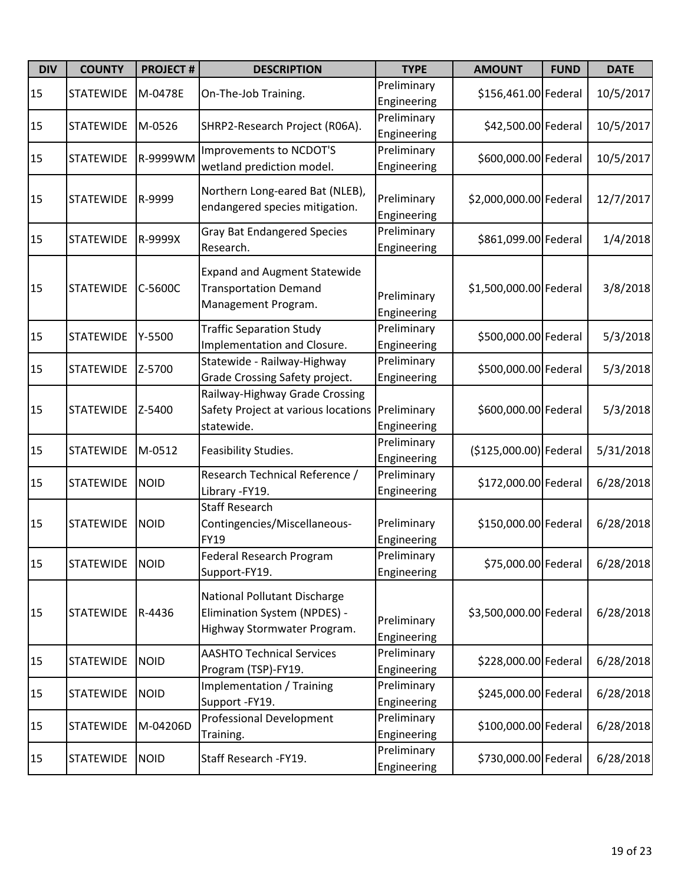| DIV | COUNTY | PROJECT # | DESCRIPTION | TYPE | AMOUNT | FUND | DATE |
| --- | --- | --- | --- | --- | --- | --- | --- |
| 15 | STATEWIDE | M-0478E | On-The-Job Training. | Preliminary Engineering | $156,461.00 | Federal | 10/5/2017 |
| 15 | STATEWIDE | M-0526 | SHRP2-Research Project (R06A). | Preliminary Engineering | $42,500.00 | Federal | 10/5/2017 |
| 15 | STATEWIDE | R-9999WM | Improvements to NCDOT'S wetland prediction model. | Preliminary Engineering | $600,000.00 | Federal | 10/5/2017 |
| 15 | STATEWIDE | R-9999 | Northern Long-eared Bat (NLEB), endangered species mitigation. | Preliminary Engineering | $2,000,000.00 | Federal | 12/7/2017 |
| 15 | STATEWIDE | R-9999X | Gray Bat Endangered Species Research. | Preliminary Engineering | $861,099.00 | Federal | 1/4/2018 |
| 15 | STATEWIDE | C-5600C | Expand and Augment Statewide Transportation Demand Management Program. | Preliminary Engineering | $1,500,000.00 | Federal | 3/8/2018 |
| 15 | STATEWIDE | Y-5500 | Traffic Separation Study Implementation and Closure. | Preliminary Engineering | $500,000.00 | Federal | 5/3/2018 |
| 15 | STATEWIDE | Z-5700 | Statewide - Railway-Highway Grade Crossing Safety project. | Preliminary Engineering | $500,000.00 | Federal | 5/3/2018 |
| 15 | STATEWIDE | Z-5400 | Railway-Highway Grade Crossing Safety Project at various locations statewide. | Preliminary Engineering | $600,000.00 | Federal | 5/3/2018 |
| 15 | STATEWIDE | M-0512 | Feasibility Studies. | Preliminary Engineering | ($125,000.00) | Federal | 5/31/2018 |
| 15 | STATEWIDE | NOID | Research Technical Reference / Library -FY19. | Preliminary Engineering | $172,000.00 | Federal | 6/28/2018 |
| 15 | STATEWIDE | NOID | Staff Research Contingencies/Miscellaneous-FY19 | Preliminary Engineering | $150,000.00 | Federal | 6/28/2018 |
| 15 | STATEWIDE | NOID | Federal Research Program Support-FY19. | Preliminary Engineering | $75,000.00 | Federal | 6/28/2018 |
| 15 | STATEWIDE | R-4436 | National Pollutant Discharge Elimination System (NPDES) - Highway Stormwater Program. | Preliminary Engineering | $3,500,000.00 | Federal | 6/28/2018 |
| 15 | STATEWIDE | NOID | AASHTO Technical Services Program (TSP)-FY19. | Preliminary Engineering | $228,000.00 | Federal | 6/28/2018 |
| 15 | STATEWIDE | NOID | Implementation / Training Support -FY19. | Preliminary Engineering | $245,000.00 | Federal | 6/28/2018 |
| 15 | STATEWIDE | M-04206D | Professional Development Training. | Preliminary Engineering | $100,000.00 | Federal | 6/28/2018 |
| 15 | STATEWIDE | NOID | Staff Research -FY19. | Preliminary Engineering | $730,000.00 | Federal | 6/28/2018 |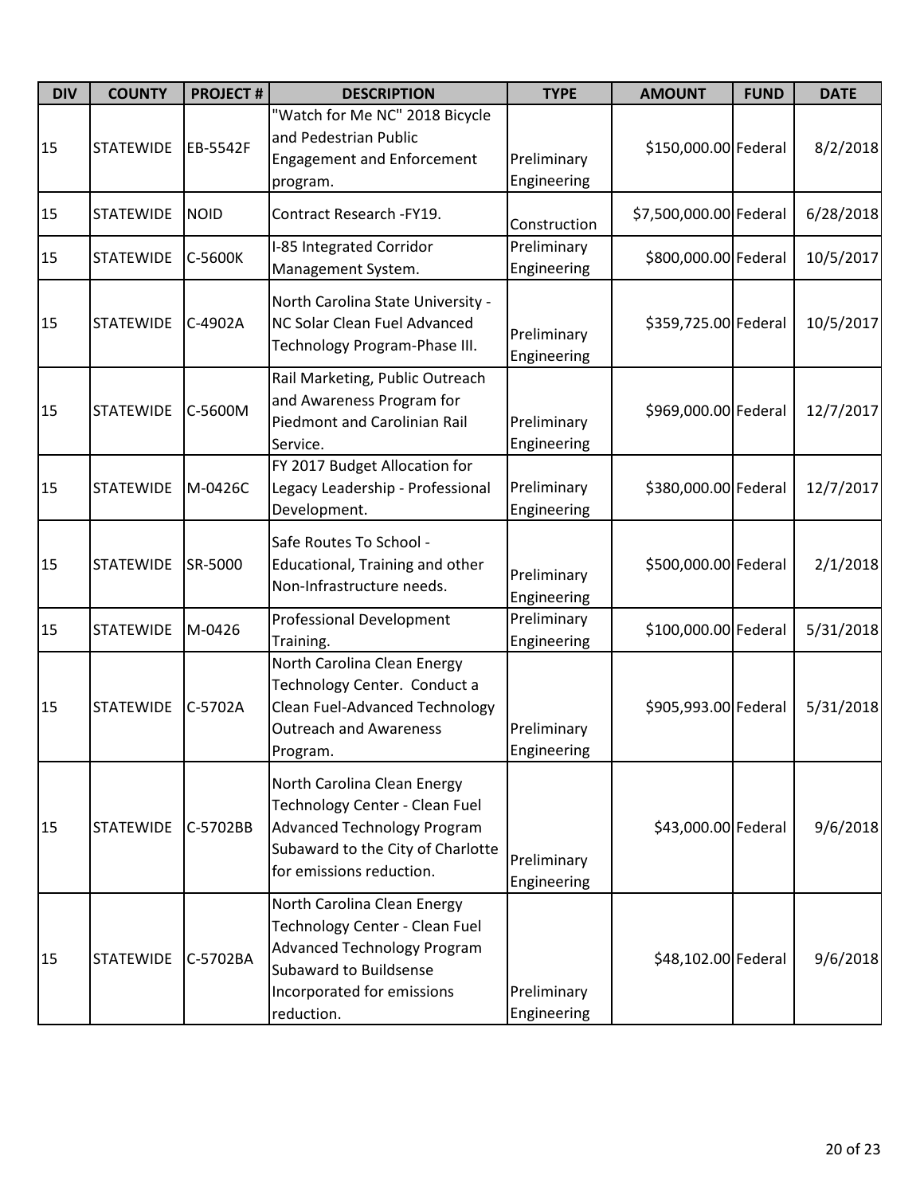| DIV | COUNTY | PROJECT # | DESCRIPTION | TYPE | AMOUNT | FUND | DATE |
|---|---|---|---|---|---|---|---|
| 15 | STATEWIDE | EB-5542F | "Watch for Me NC" 2018 Bicycle and Pedestrian Public Engagement and Enforcement program. | Preliminary Engineering | $150,000.00 | Federal | 8/2/2018 |
| 15 | STATEWIDE | NOID | Contract Research -FY19. | Construction | $7,500,000.00 | Federal | 6/28/2018 |
| 15 | STATEWIDE | C-5600K | I-85 Integrated Corridor Management System. | Preliminary Engineering | $800,000.00 | Federal | 10/5/2017 |
| 15 | STATEWIDE | C-4902A | North Carolina State University - NC Solar Clean Fuel Advanced Technology Program-Phase III. | Preliminary Engineering | $359,725.00 | Federal | 10/5/2017 |
| 15 | STATEWIDE | C-5600M | Rail Marketing, Public Outreach and Awareness Program for Piedmont and Carolinian Rail Service. | Preliminary Engineering | $969,000.00 | Federal | 12/7/2017 |
| 15 | STATEWIDE | M-0426C | FY 2017 Budget Allocation for Legacy Leadership - Professional Development. | Preliminary Engineering | $380,000.00 | Federal | 12/7/2017 |
| 15 | STATEWIDE | SR-5000 | Safe Routes To School - Educational, Training and other Non-Infrastructure needs. | Preliminary Engineering | $500,000.00 | Federal | 2/1/2018 |
| 15 | STATEWIDE | M-0426 | Professional Development Training. | Preliminary Engineering | $100,000.00 | Federal | 5/31/2018 |
| 15 | STATEWIDE | C-5702A | North Carolina Clean Energy Technology Center. Conduct a Clean Fuel-Advanced Technology Outreach and Awareness Program. | Preliminary Engineering | $905,993.00 | Federal | 5/31/2018 |
| 15 | STATEWIDE | C-5702BB | North Carolina Clean Energy Technology Center - Clean Fuel Advanced Technology Program Subaward to the City of Charlotte for emissions reduction. | Preliminary Engineering | $43,000.00 | Federal | 9/6/2018 |
| 15 | STATEWIDE | C-5702BA | North Carolina Clean Energy Technology Center - Clean Fuel Advanced Technology Program Subaward to Buildsense Incorporated for emissions reduction. | Preliminary Engineering | $48,102.00 | Federal | 9/6/2018 |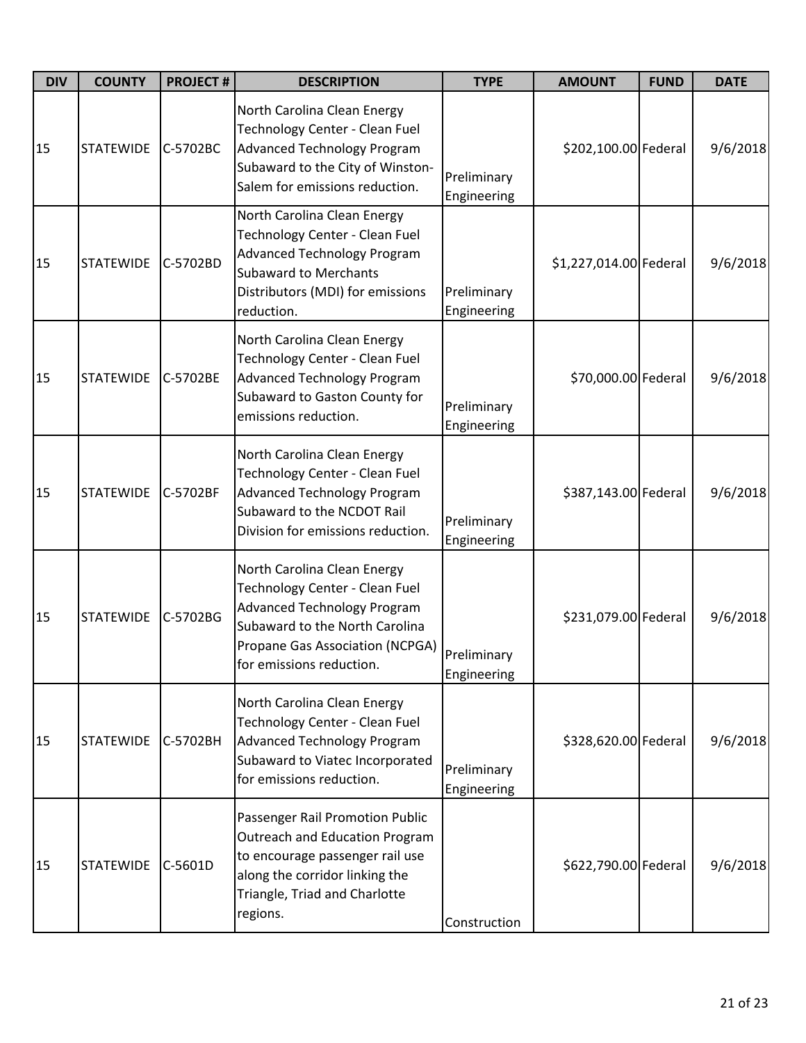| DIV | COUNTY | PROJECT # | DESCRIPTION | TYPE | AMOUNT | FUND | DATE |
|---|---|---|---|---|---|---|---|
| 15 | STATEWIDE | C-5702BC | North Carolina Clean Energy Technology Center - Clean Fuel Advanced Technology Program Subaward to the City of Winston-Salem for emissions reduction. | Preliminary Engineering | $202,100.00 | Federal | 9/6/2018 |
| 15 | STATEWIDE | C-5702BD | North Carolina Clean Energy Technology Center - Clean Fuel Advanced Technology Program Subaward to Merchants Distributors (MDI) for emissions reduction. | Preliminary Engineering | $1,227,014.00 | Federal | 9/6/2018 |
| 15 | STATEWIDE | C-5702BE | North Carolina Clean Energy Technology Center - Clean Fuel Advanced Technology Program Subaward to Gaston County for emissions reduction. | Preliminary Engineering | $70,000.00 | Federal | 9/6/2018 |
| 15 | STATEWIDE | C-5702BF | North Carolina Clean Energy Technology Center - Clean Fuel Advanced Technology Program Subaward to the NCDOT Rail Division for emissions reduction. | Preliminary Engineering | $387,143.00 | Federal | 9/6/2018 |
| 15 | STATEWIDE | C-5702BG | North Carolina Clean Energy Technology Center - Clean Fuel Advanced Technology Program Subaward to the North Carolina Propane Gas Association (NCPGA) for emissions reduction. | Preliminary Engineering | $231,079.00 | Federal | 9/6/2018 |
| 15 | STATEWIDE | C-5702BH | North Carolina Clean Energy Technology Center - Clean Fuel Advanced Technology Program Subaward to Viatec Incorporated for emissions reduction. | Preliminary Engineering | $328,620.00 | Federal | 9/6/2018 |
| 15 | STATEWIDE | C-5601D | Passenger Rail Promotion Public Outreach and Education Program to encourage passenger rail use along the corridor linking the Triangle, Triad and Charlotte regions. | Construction | $622,790.00 | Federal | 9/6/2018 |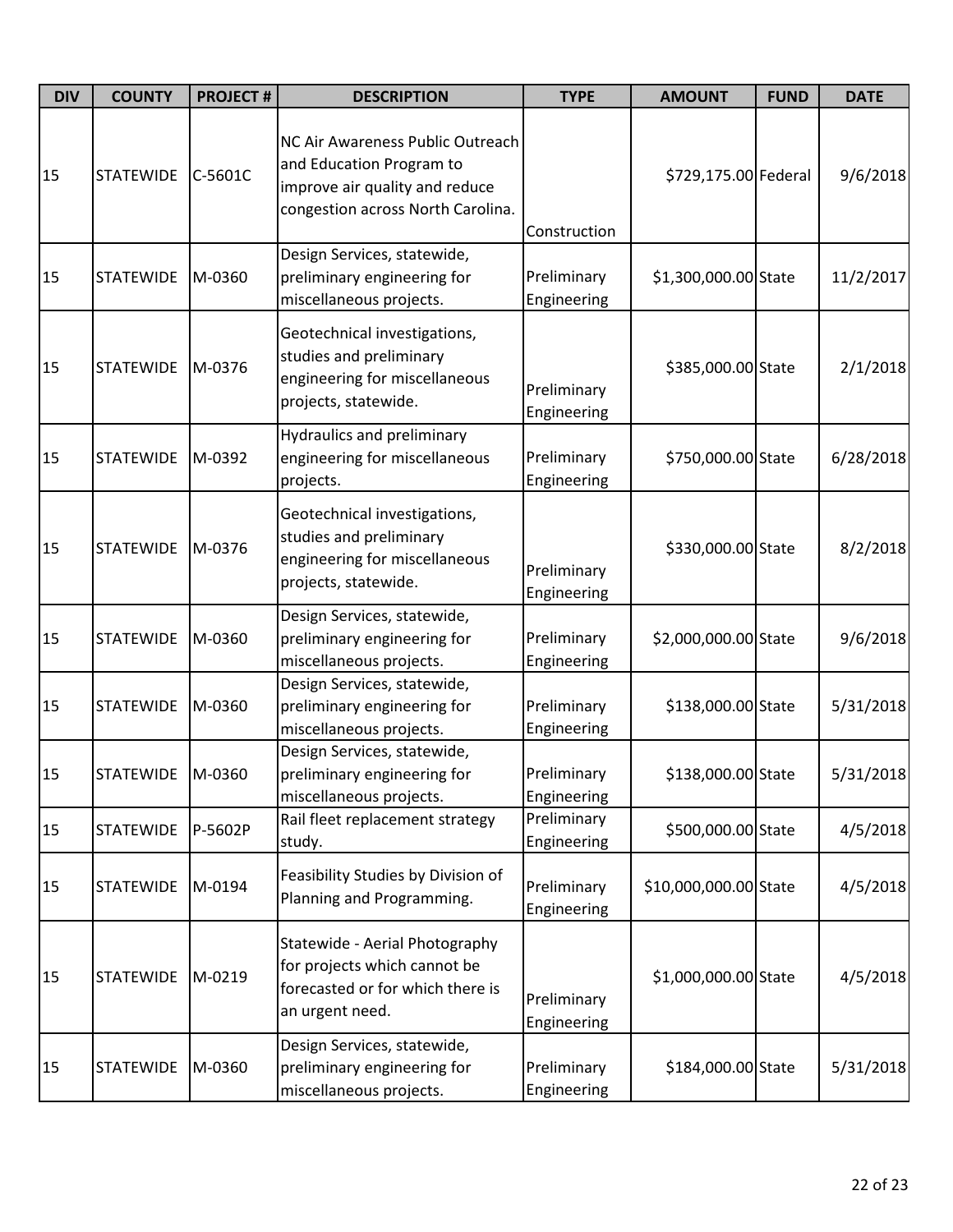| DIV | COUNTY | PROJECT # | DESCRIPTION | TYPE | AMOUNT | FUND | DATE |
|---|---|---|---|---|---|---|---|
| 15 | STATEWIDE | C-5601C | NC Air Awareness Public Outreach and Education Program to improve air quality and reduce congestion across North Carolina. | Construction | $729,175.00 | Federal | 9/6/2018 |
| 15 | STATEWIDE | M-0360 | Design Services, statewide, preliminary engineering for miscellaneous projects. | Preliminary Engineering | $1,300,000.00 | State | 11/2/2017 |
| 15 | STATEWIDE | M-0376 | Geotechnical investigations, studies and preliminary engineering for miscellaneous projects, statewide. | Preliminary Engineering | $385,000.00 | State | 2/1/2018 |
| 15 | STATEWIDE | M-0392 | Hydraulics and preliminary engineering for miscellaneous projects. | Preliminary Engineering | $750,000.00 | State | 6/28/2018 |
| 15 | STATEWIDE | M-0376 | Geotechnical investigations, studies and preliminary engineering for miscellaneous projects, statewide. | Preliminary Engineering | $330,000.00 | State | 8/2/2018 |
| 15 | STATEWIDE | M-0360 | Design Services, statewide, preliminary engineering for miscellaneous projects. | Preliminary Engineering | $2,000,000.00 | State | 9/6/2018 |
| 15 | STATEWIDE | M-0360 | Design Services, statewide, preliminary engineering for miscellaneous projects. | Preliminary Engineering | $138,000.00 | State | 5/31/2018 |
| 15 | STATEWIDE | M-0360 | Design Services, statewide, preliminary engineering for miscellaneous projects. | Preliminary Engineering | $138,000.00 | State | 5/31/2018 |
| 15 | STATEWIDE | P-5602P | Rail fleet replacement strategy study. | Preliminary Engineering | $500,000.00 | State | 4/5/2018 |
| 15 | STATEWIDE | M-0194 | Feasibility Studies by Division of Planning and Programming. | Preliminary Engineering | $10,000,000.00 | State | 4/5/2018 |
| 15 | STATEWIDE | M-0219 | Statewide - Aerial Photography for projects which cannot be forecasted or for which there is an urgent need. | Preliminary Engineering | $1,000,000.00 | State | 4/5/2018 |
| 15 | STATEWIDE | M-0360 | Design Services, statewide, preliminary engineering for miscellaneous projects. | Preliminary Engineering | $184,000.00 | State | 5/31/2018 |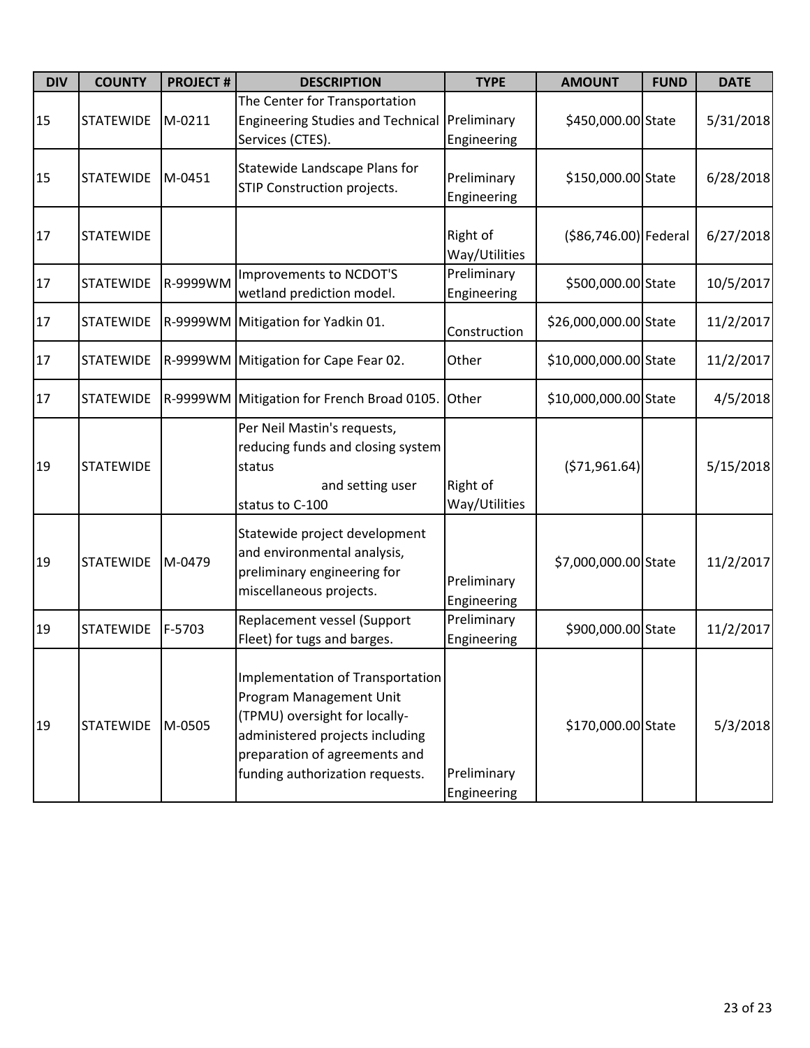| DIV | COUNTY | PROJECT # | DESCRIPTION | TYPE | AMOUNT | FUND | DATE |
|---|---|---|---|---|---|---|---|
| 15 | STATEWIDE | M-0211 | The Center for Transportation Engineering Studies and Technical Services (CTES). | Preliminary Engineering | $450,000.00 | State | 5/31/2018 |
| 15 | STATEWIDE | M-0451 | Statewide Landscape Plans for STIP Construction projects. | Preliminary Engineering | $150,000.00 | State | 6/28/2018 |
| 17 | STATEWIDE | | | Right of Way/Utilities | ($86,746.00) | Federal | 6/27/2018 |
| 17 | STATEWIDE | R-9999WM | Improvements to NCDOT'S wetland prediction model. | Preliminary Engineering | $500,000.00 | State | 10/5/2017 |
| 17 | STATEWIDE | R-9999WM | Mitigation for Yadkin 01. | Construction | $26,000,000.00 | State | 11/2/2017 |
| 17 | STATEWIDE | R-9999WM | Mitigation for Cape Fear 02. | Other | $10,000,000.00 | State | 11/2/2017 |
| 17 | STATEWIDE | R-9999WM | Mitigation for French Broad 0105. | Other | $10,000,000.00 | State | 4/5/2018 |
| 19 | STATEWIDE | | Per Neil Mastin's requests, reducing funds and closing system status and setting user status to C-100 | Right of Way/Utilities | ($71,961.64) | | 5/15/2018 |
| 19 | STATEWIDE | M-0479 | Statewide project development and environmental analysis, preliminary engineering for miscellaneous projects. | Preliminary Engineering | $7,000,000.00 | State | 11/2/2017 |
| 19 | STATEWIDE | F-5703 | Replacement vessel (Support Fleet) for tugs and barges. | Preliminary Engineering | $900,000.00 | State | 11/2/2017 |
| 19 | STATEWIDE | M-0505 | Implementation of Transportation Program Management Unit (TPMU) oversight for locally-administered projects including preparation of agreements and funding authorization requests. | Preliminary Engineering | $170,000.00 | State | 5/3/2018 |